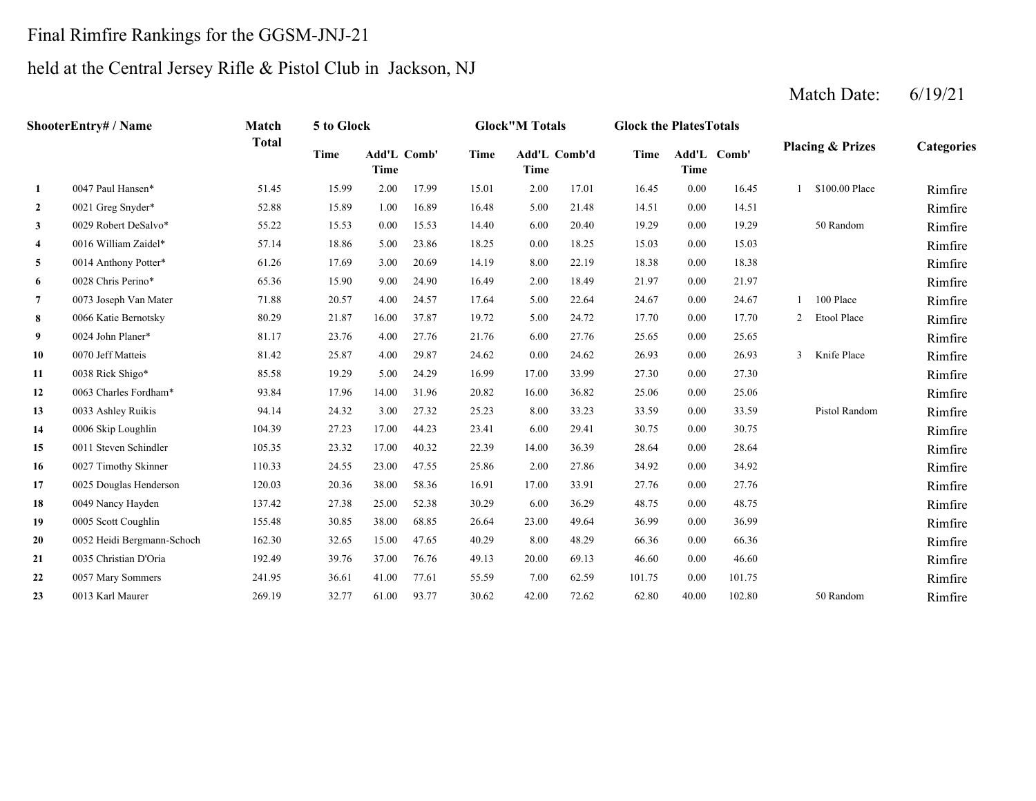Final Rimfire Rankings for the GGSM-JNJ-21

held at the Central Jersey Rifle & Pistol Club in Jackson, NJ

Match Date: 6/19/21

| ShooterEntry# / Name | | Match Total | 5 to Glock | | | Glock"M Totals | | | Glock the PlatesTotals | | | Placing & Prizes | | Categories |
|---|---|---|---|---|---|---|---|---|---|---|---|---|---|---|
| | | | Time | Add'L Time | Comb' | Time | Add'L Time | Comb'd | Time | Add'L Time | Comb' | | | |
| 1 | 0047 Paul Hansen* | 51.45 | 15.99 | 2.00 | 17.99 | 15.01 | 2.00 | 17.01 | 16.45 | 0.00 | 16.45 | 1 | $100.00 Place | Rimfire |
| 2 | 0021 Greg Snyder* | 52.88 | 15.89 | 1.00 | 16.89 | 16.48 | 5.00 | 21.48 | 14.51 | 0.00 | 14.51 | | | Rimfire |
| 3 | 0029 Robert DeSalvo* | 55.22 | 15.53 | 0.00 | 15.53 | 14.40 | 6.00 | 20.40 | 19.29 | 0.00 | 19.29 | | 50 Random | Rimfire |
| 4 | 0016 William Zaidel* | 57.14 | 18.86 | 5.00 | 23.86 | 18.25 | 0.00 | 18.25 | 15.03 | 0.00 | 15.03 | | | Rimfire |
| 5 | 0014 Anthony Potter* | 61.26 | 17.69 | 3.00 | 20.69 | 14.19 | 8.00 | 22.19 | 18.38 | 0.00 | 18.38 | | | Rimfire |
| 6 | 0028 Chris Perino* | 65.36 | 15.90 | 9.00 | 24.90 | 16.49 | 2.00 | 18.49 | 21.97 | 0.00 | 21.97 | | | Rimfire |
| 7 | 0073 Joseph Van Mater | 71.88 | 20.57 | 4.00 | 24.57 | 17.64 | 5.00 | 22.64 | 24.67 | 0.00 | 24.67 | 1 | 100 Place | Rimfire |
| 8 | 0066 Katie Bernotsky | 80.29 | 21.87 | 16.00 | 37.87 | 19.72 | 5.00 | 24.72 | 17.70 | 0.00 | 17.70 | 2 | Etool Place | Rimfire |
| 9 | 0024 John Planer* | 81.17 | 23.76 | 4.00 | 27.76 | 21.76 | 6.00 | 27.76 | 25.65 | 0.00 | 25.65 | | | Rimfire |
| 10 | 0070 Jeff Matteis | 81.42 | 25.87 | 4.00 | 29.87 | 24.62 | 0.00 | 24.62 | 26.93 | 0.00 | 26.93 | 3 | Knife Place | Rimfire |
| 11 | 0038 Rick Shigo* | 85.58 | 19.29 | 5.00 | 24.29 | 16.99 | 17.00 | 33.99 | 27.30 | 0.00 | 27.30 | | | Rimfire |
| 12 | 0063 Charles Fordham* | 93.84 | 17.96 | 14.00 | 31.96 | 20.82 | 16.00 | 36.82 | 25.06 | 0.00 | 25.06 | | | Rimfire |
| 13 | 0033 Ashley Ruikis | 94.14 | 24.32 | 3.00 | 27.32 | 25.23 | 8.00 | 33.23 | 33.59 | 0.00 | 33.59 | | Pistol Random | Rimfire |
| 14 | 0006 Skip Loughlin | 104.39 | 27.23 | 17.00 | 44.23 | 23.41 | 6.00 | 29.41 | 30.75 | 0.00 | 30.75 | | | Rimfire |
| 15 | 0011 Steven Schindler | 105.35 | 23.32 | 17.00 | 40.32 | 22.39 | 14.00 | 36.39 | 28.64 | 0.00 | 28.64 | | | Rimfire |
| 16 | 0027 Timothy Skinner | 110.33 | 24.55 | 23.00 | 47.55 | 25.86 | 2.00 | 27.86 | 34.92 | 0.00 | 34.92 | | | Rimfire |
| 17 | 0025 Douglas Henderson | 120.03 | 20.36 | 38.00 | 58.36 | 16.91 | 17.00 | 33.91 | 27.76 | 0.00 | 27.76 | | | Rimfire |
| 18 | 0049 Nancy Hayden | 137.42 | 27.38 | 25.00 | 52.38 | 30.29 | 6.00 | 36.29 | 48.75 | 0.00 | 48.75 | | | Rimfire |
| 19 | 0005 Scott Coughlin | 155.48 | 30.85 | 38.00 | 68.85 | 26.64 | 23.00 | 49.64 | 36.99 | 0.00 | 36.99 | | | Rimfire |
| 20 | 0052 Heidi Bergmann-Schoch | 162.30 | 32.65 | 15.00 | 47.65 | 40.29 | 8.00 | 48.29 | 66.36 | 0.00 | 66.36 | | | Rimfire |
| 21 | 0035 Christian D'Oria | 192.49 | 39.76 | 37.00 | 76.76 | 49.13 | 20.00 | 69.13 | 46.60 | 0.00 | 46.60 | | | Rimfire |
| 22 | 0057 Mary Sommers | 241.95 | 36.61 | 41.00 | 77.61 | 55.59 | 7.00 | 62.59 | 101.75 | 0.00 | 101.75 | | | Rimfire |
| 23 | 0013 Karl Maurer | 269.19 | 32.77 | 61.00 | 93.77 | 30.62 | 42.00 | 72.62 | 62.80 | 40.00 | 102.80 | | 50 Random | Rimfire |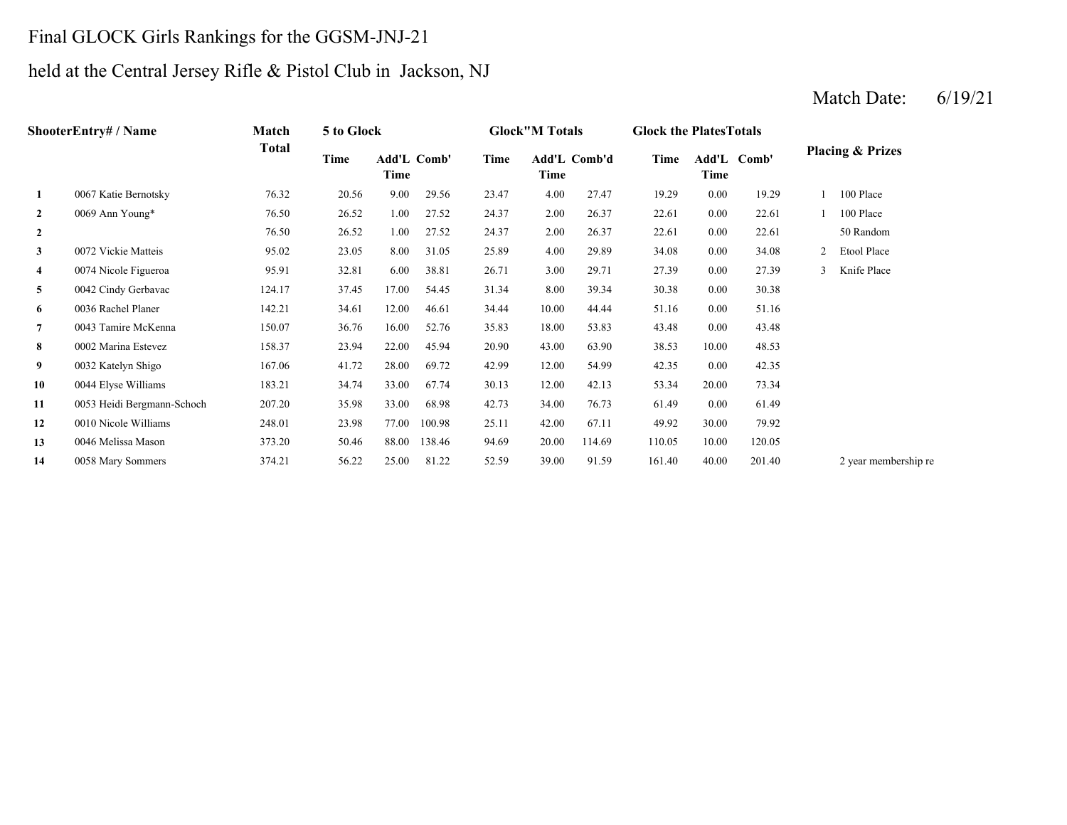# Final GLOCK Girls Rankings for the GGSM-JNJ-21

## held at the Central Jersey Rifle & Pistol Club in Jackson, NJ

Match Date: 6/19/21

| Shooter | Entry# / Name | Match Total | 5 to Glock Time | 5 to Glock Add'L Time | 5 to Glock Comb' | Glock"M Totals Time | Glock"M Totals Add'L Time | Glock"M Totals Comb'd | Glock the Plates Totals Time | Glock the Plates Totals Add'L Time | Glock the Plates Totals Comb' | Placing | Prizes |
|---|---|---|---|---|---|---|---|---|---|---|---|---|---|
| 1 | 0067 Katie Bernotsky | 76.32 | 20.56 | 9.00 | 29.56 | 23.47 | 4.00 | 27.47 | 19.29 | 0.00 | 19.29 | 1 | 100 Place |
| 2 | 0069 Ann Young* | 76.50 | 26.52 | 1.00 | 27.52 | 24.37 | 2.00 | 26.37 | 22.61 | 0.00 | 22.61 | 1 | 100 Place |
| 2 | | 76.50 | 26.52 | 1.00 | 27.52 | 24.37 | 2.00 | 26.37 | 22.61 | 0.00 | 22.61 | | 50 Random |
| 3 | 0072 Vickie Matteis | 95.02 | 23.05 | 8.00 | 31.05 | 25.89 | 4.00 | 29.89 | 34.08 | 0.00 | 34.08 | 2 | Etool Place |
| 4 | 0074 Nicole Figueroa | 95.91 | 32.81 | 6.00 | 38.81 | 26.71 | 3.00 | 29.71 | 27.39 | 0.00 | 27.39 | 3 | Knife Place |
| 5 | 0042 Cindy Gerbavac | 124.17 | 37.45 | 17.00 | 54.45 | 31.34 | 8.00 | 39.34 | 30.38 | 0.00 | 30.38 | | |
| 6 | 0036 Rachel Planer | 142.21 | 34.61 | 12.00 | 46.61 | 34.44 | 10.00 | 44.44 | 51.16 | 0.00 | 51.16 | | |
| 7 | 0043 Tamire McKenna | 150.07 | 36.76 | 16.00 | 52.76 | 35.83 | 18.00 | 53.83 | 43.48 | 0.00 | 43.48 | | |
| 8 | 0002 Marina Estevez | 158.37 | 23.94 | 22.00 | 45.94 | 20.90 | 43.00 | 63.90 | 38.53 | 10.00 | 48.53 | | |
| 9 | 0032 Katelyn Shigo | 167.06 | 41.72 | 28.00 | 69.72 | 42.99 | 12.00 | 54.99 | 42.35 | 0.00 | 42.35 | | |
| 10 | 0044 Elyse Williams | 183.21 | 34.74 | 33.00 | 67.74 | 30.13 | 12.00 | 42.13 | 53.34 | 20.00 | 73.34 | | |
| 11 | 0053 Heidi Bergmann-Schoch | 207.20 | 35.98 | 33.00 | 68.98 | 42.73 | 34.00 | 76.73 | 61.49 | 0.00 | 61.49 | | |
| 12 | 0010 Nicole Williams | 248.01 | 23.98 | 77.00 | 100.98 | 25.11 | 42.00 | 67.11 | 49.92 | 30.00 | 79.92 | | |
| 13 | 0046 Melissa Mason | 373.20 | 50.46 | 88.00 | 138.46 | 94.69 | 20.00 | 114.69 | 110.05 | 10.00 | 120.05 | | |
| 14 | 0058 Mary Sommers | 374.21 | 56.22 | 25.00 | 81.22 | 52.59 | 39.00 | 91.59 | 161.40 | 40.00 | 201.40 | | 2 year membership re |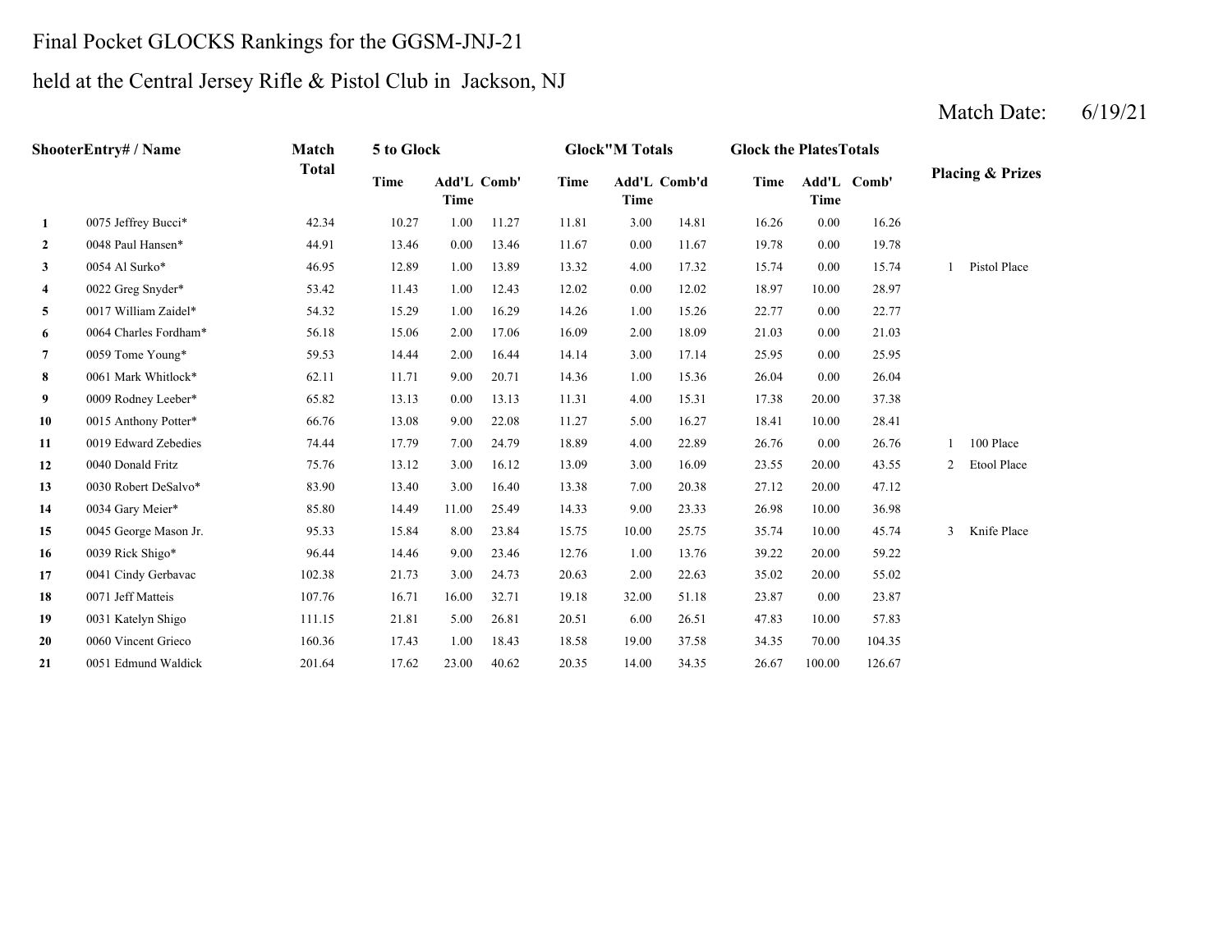Final Pocket GLOCKS Rankings for the GGSM-JNJ-21

held at the Central Jersey Rifle & Pistol Club in Jackson, NJ

Match Date: 6/19/21

| ShooterEntry# / Name | | Match Total | 5 to Glock | | | Glock"M Totals | | | Glock the PlatesTotals | | | Placing & Prizes | |
|---|---|---|---|---|---|---|---|---|---|---|---|---|---|
| | | | Time | Add'L Time | Comb' | Time | Add'L Time | Comb'd | Time | Add'L Time | Comb' | | |
| 1 | 0075 Jeffrey Bucci* | 42.34 | 10.27 | 1.00 | 11.27 | 11.81 | 3.00 | 14.81 | 16.26 | 0.00 | 16.26 | | |
| 2 | 0048 Paul Hansen* | 44.91 | 13.46 | 0.00 | 13.46 | 11.67 | 0.00 | 11.67 | 19.78 | 0.00 | 19.78 | | |
| 3 | 0054 Al Surko* | 46.95 | 12.89 | 1.00 | 13.89 | 13.32 | 4.00 | 17.32 | 15.74 | 0.00 | 15.74 | 1 | Pistol Place |
| 4 | 0022 Greg Snyder* | 53.42 | 11.43 | 1.00 | 12.43 | 12.02 | 0.00 | 12.02 | 18.97 | 10.00 | 28.97 | | |
| 5 | 0017 William Zaidel* | 54.32 | 15.29 | 1.00 | 16.29 | 14.26 | 1.00 | 15.26 | 22.77 | 0.00 | 22.77 | | |
| 6 | 0064 Charles Fordham* | 56.18 | 15.06 | 2.00 | 17.06 | 16.09 | 2.00 | 18.09 | 21.03 | 0.00 | 21.03 | | |
| 7 | 0059 Tome Young* | 59.53 | 14.44 | 2.00 | 16.44 | 14.14 | 3.00 | 17.14 | 25.95 | 0.00 | 25.95 | | |
| 8 | 0061 Mark Whitlock* | 62.11 | 11.71 | 9.00 | 20.71 | 14.36 | 1.00 | 15.36 | 26.04 | 0.00 | 26.04 | | |
| 9 | 0009 Rodney Leeber* | 65.82 | 13.13 | 0.00 | 13.13 | 11.31 | 4.00 | 15.31 | 17.38 | 20.00 | 37.38 | | |
| 10 | 0015 Anthony Potter* | 66.76 | 13.08 | 9.00 | 22.08 | 11.27 | 5.00 | 16.27 | 18.41 | 10.00 | 28.41 | | |
| 11 | 0019 Edward Zebedies | 74.44 | 17.79 | 7.00 | 24.79 | 18.89 | 4.00 | 22.89 | 26.76 | 0.00 | 26.76 | 1 | 100 Place |
| 12 | 0040 Donald Fritz | 75.76 | 13.12 | 3.00 | 16.12 | 13.09 | 3.00 | 16.09 | 23.55 | 20.00 | 43.55 | 2 | Etool Place |
| 13 | 0030 Robert DeSalvo* | 83.90 | 13.40 | 3.00 | 16.40 | 13.38 | 7.00 | 20.38 | 27.12 | 20.00 | 47.12 | | |
| 14 | 0034 Gary Meier* | 85.80 | 14.49 | 11.00 | 25.49 | 14.33 | 9.00 | 23.33 | 26.98 | 10.00 | 36.98 | | |
| 15 | 0045 George Mason Jr. | 95.33 | 15.84 | 8.00 | 23.84 | 15.75 | 10.00 | 25.75 | 35.74 | 10.00 | 45.74 | 3 | Knife Place |
| 16 | 0039 Rick Shigo* | 96.44 | 14.46 | 9.00 | 23.46 | 12.76 | 1.00 | 13.76 | 39.22 | 20.00 | 59.22 | | |
| 17 | 0041 Cindy Gerbavac | 102.38 | 21.73 | 3.00 | 24.73 | 20.63 | 2.00 | 22.63 | 35.02 | 20.00 | 55.02 | | |
| 18 | 0071 Jeff Matteis | 107.76 | 16.71 | 16.00 | 32.71 | 19.18 | 32.00 | 51.18 | 23.87 | 0.00 | 23.87 | | |
| 19 | 0031 Katelyn Shigo | 111.15 | 21.81 | 5.00 | 26.81 | 20.51 | 6.00 | 26.51 | 47.83 | 10.00 | 57.83 | | |
| 20 | 0060 Vincent Grieco | 160.36 | 17.43 | 1.00 | 18.43 | 18.58 | 19.00 | 37.58 | 34.35 | 70.00 | 104.35 | | |
| 21 | 0051 Edmund Waldick | 201.64 | 17.62 | 23.00 | 40.62 | 20.35 | 14.00 | 34.35 | 26.67 | 100.00 | 126.67 | | |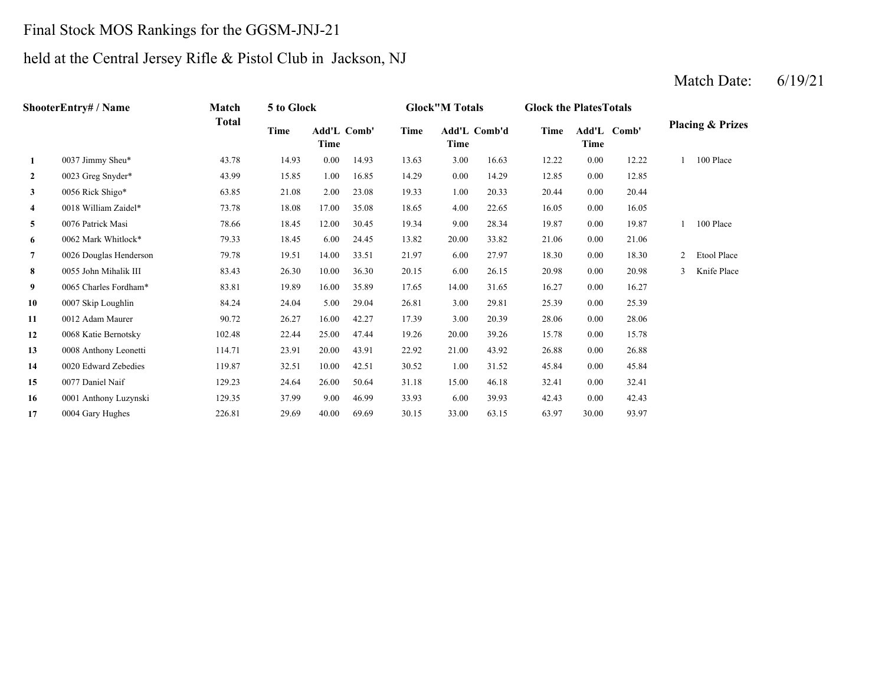Final Stock MOS Rankings for the GGSM-JNJ-21

held at the Central Jersey Rifle & Pistol Club in Jackson, NJ

Match Date: 6/19/21

| Shooter | Entry# / Name | Match Total | 5 to Glock | | | Glock"M Totals | | | Glock the Plates Totals | | | Placing & Prizes | |
|---|---|---|---|---|---|---|---|---|---|---|---|---|---|
| | | | Time | Add'L Time | Comb' | Time | Add'L Time | Comb'd | Time | Add'L Time | Comb' | | |
| 1 | 0037 Jimmy Sheu* | 43.78 | 14.93 | 0.00 | 14.93 | 13.63 | 3.00 | 16.63 | 12.22 | 0.00 | 12.22 | 1 | 100 Place |
| 2 | 0023 Greg Snyder* | 43.99 | 15.85 | 1.00 | 16.85 | 14.29 | 0.00 | 14.29 | 12.85 | 0.00 | 12.85 | | |
| 3 | 0056 Rick Shigo* | 63.85 | 21.08 | 2.00 | 23.08 | 19.33 | 1.00 | 20.33 | 20.44 | 0.00 | 20.44 | | |
| 4 | 0018 William Zaidel* | 73.78 | 18.08 | 17.00 | 35.08 | 18.65 | 4.00 | 22.65 | 16.05 | 0.00 | 16.05 | | |
| 5 | 0076 Patrick Masi | 78.66 | 18.45 | 12.00 | 30.45 | 19.34 | 9.00 | 28.34 | 19.87 | 0.00 | 19.87 | 1 | 100 Place |
| 6 | 0062 Mark Whitlock* | 79.33 | 18.45 | 6.00 | 24.45 | 13.82 | 20.00 | 33.82 | 21.06 | 0.00 | 21.06 | | |
| 7 | 0026 Douglas Henderson | 79.78 | 19.51 | 14.00 | 33.51 | 21.97 | 6.00 | 27.97 | 18.30 | 0.00 | 18.30 | 2 | Etool Place |
| 8 | 0055 John Mihalik III | 83.43 | 26.30 | 10.00 | 36.30 | 20.15 | 6.00 | 26.15 | 20.98 | 0.00 | 20.98 | 3 | Knife Place |
| 9 | 0065 Charles Fordham* | 83.81 | 19.89 | 16.00 | 35.89 | 17.65 | 14.00 | 31.65 | 16.27 | 0.00 | 16.27 | | |
| 10 | 0007 Skip Loughlin | 84.24 | 24.04 | 5.00 | 29.04 | 26.81 | 3.00 | 29.81 | 25.39 | 0.00 | 25.39 | | |
| 11 | 0012 Adam Maurer | 90.72 | 26.27 | 16.00 | 42.27 | 17.39 | 3.00 | 20.39 | 28.06 | 0.00 | 28.06 | | |
| 12 | 0068 Katie Bernotsky | 102.48 | 22.44 | 25.00 | 47.44 | 19.26 | 20.00 | 39.26 | 15.78 | 0.00 | 15.78 | | |
| 13 | 0008 Anthony Leonetti | 114.71 | 23.91 | 20.00 | 43.91 | 22.92 | 21.00 | 43.92 | 26.88 | 0.00 | 26.88 | | |
| 14 | 0020 Edward Zebedies | 119.87 | 32.51 | 10.00 | 42.51 | 30.52 | 1.00 | 31.52 | 45.84 | 0.00 | 45.84 | | |
| 15 | 0077 Daniel Naif | 129.23 | 24.64 | 26.00 | 50.64 | 31.18 | 15.00 | 46.18 | 32.41 | 0.00 | 32.41 | | |
| 16 | 0001 Anthony Luzynski | 129.35 | 37.99 | 9.00 | 46.99 | 33.93 | 6.00 | 39.93 | 42.43 | 0.00 | 42.43 | | |
| 17 | 0004 Gary Hughes | 226.81 | 29.69 | 40.00 | 69.69 | 30.15 | 33.00 | 63.15 | 63.97 | 30.00 | 93.97 | | |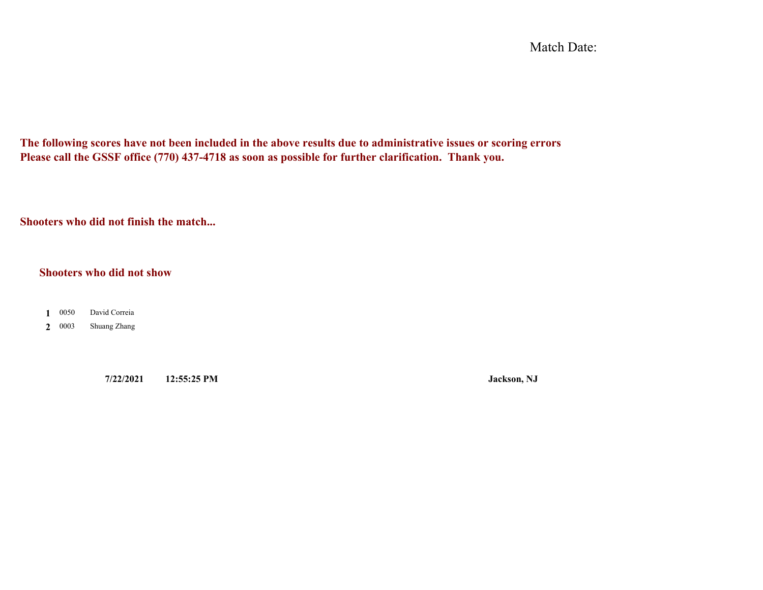Match Date:

**The following scores have not been included in the above results due to administrative issues or scoring errors**
**Please call the GSSF office (770) 437-4718 as soon as possible for further clarification. Thank you.**

**Shooters who did not finish the match...**

**Shooters who did not show**

| | | |
|---|---|---|
| **1** | 0050 | David Correia |
| **2** | 0003 | Shuang Zhang |

**7/22/2021** **12:55:25 PM** **Jackson, NJ**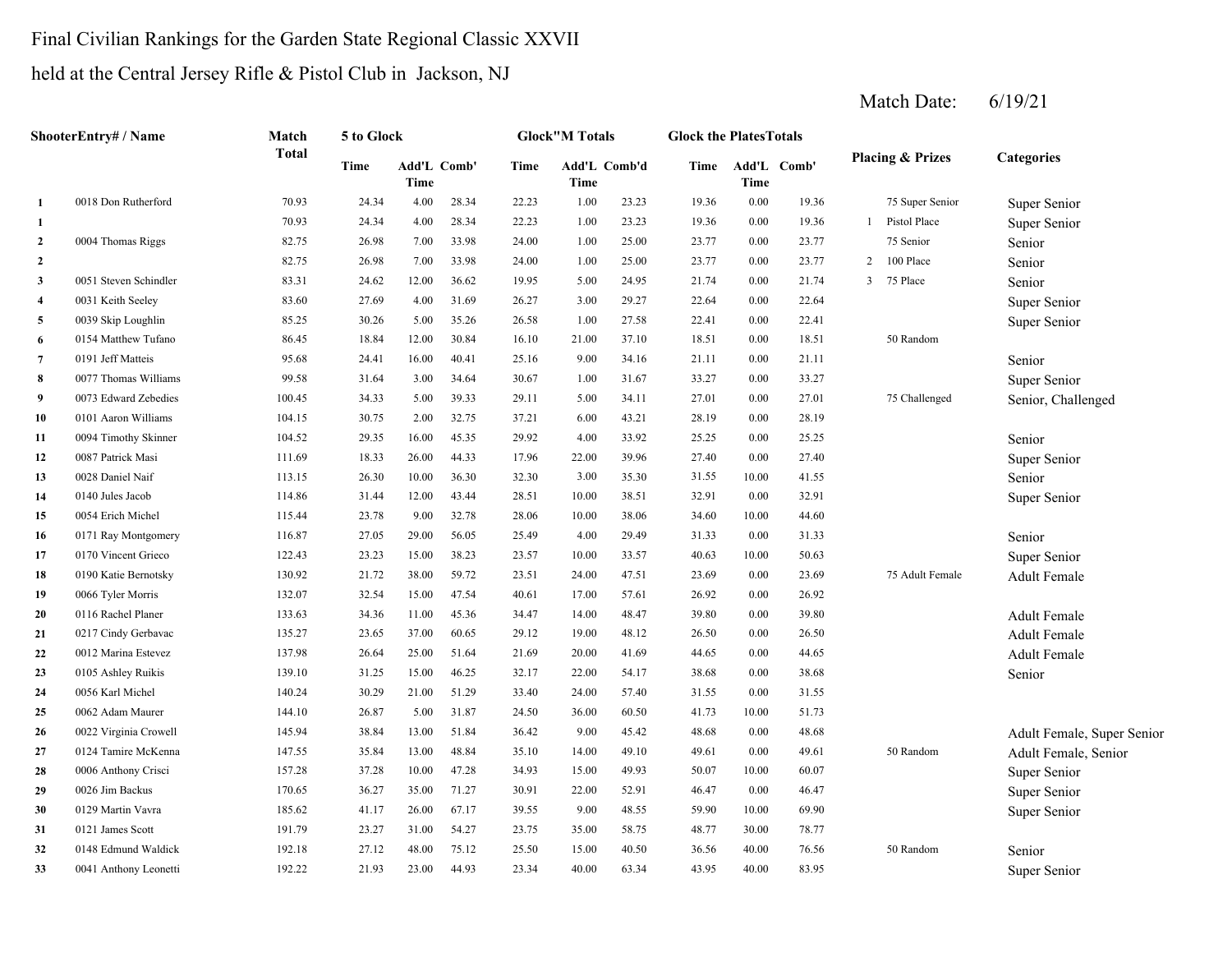Final Civilian Rankings for the Garden State Regional Classic XXVII

held at the Central Jersey Rifle & Pistol Club in Jackson, NJ

Match Date: 6/19/21

| Shooter | Entry# / Name | Match Total | 5 to Glock | | | Glock"M Totals | | | Glock the Plates Totals | | | Placing & Prizes | | Categories |
|---|---|---|---|---|---|---|---|---|---|---|---|---|---|---|
| | | | Time | Add'L Time | Comb' | Time | Add'L Time | Comb'd | Time | Add'L Time | Comb' | | | |
| 1 | 0018 Don Rutherford | 70.93 | 24.34 | 4.00 | 28.34 | 22.23 | 1.00 | 23.23 | 19.36 | 0.00 | 19.36 | | 75 Super Senior | Super Senior |
| 1 | | 70.93 | 24.34 | 4.00 | 28.34 | 22.23 | 1.00 | 23.23 | 19.36 | 0.00 | 19.36 | 1 | Pistol Place | Super Senior |
| 2 | 0004 Thomas Riggs | 82.75 | 26.98 | 7.00 | 33.98 | 24.00 | 1.00 | 25.00 | 23.77 | 0.00 | 23.77 | | 75 Senior | Senior |
| 2 | | 82.75 | 26.98 | 7.00 | 33.98 | 24.00 | 1.00 | 25.00 | 23.77 | 0.00 | 23.77 | 2 | 100 Place | Senior |
| 3 | 0051 Steven Schindler | 83.31 | 24.62 | 12.00 | 36.62 | 19.95 | 5.00 | 24.95 | 21.74 | 0.00 | 21.74 | 3 | 75 Place | Senior |
| 4 | 0031 Keith Seeley | 83.60 | 27.69 | 4.00 | 31.69 | 26.27 | 3.00 | 29.27 | 22.64 | 0.00 | 22.64 | | | Super Senior |
| 5 | 0039 Skip Loughlin | 85.25 | 30.26 | 5.00 | 35.26 | 26.58 | 1.00 | 27.58 | 22.41 | 0.00 | 22.41 | | | Super Senior |
| 6 | 0154 Matthew Tufano | 86.45 | 18.84 | 12.00 | 30.84 | 16.10 | 21.00 | 37.10 | 18.51 | 0.00 | 18.51 | | 50 Random | |
| 7 | 0191 Jeff Matteis | 95.68 | 24.41 | 16.00 | 40.41 | 25.16 | 9.00 | 34.16 | 21.11 | 0.00 | 21.11 | | | Senior |
| 8 | 0077 Thomas Williams | 99.58 | 31.64 | 3.00 | 34.64 | 30.67 | 1.00 | 31.67 | 33.27 | 0.00 | 33.27 | | | Super Senior |
| 9 | 0073 Edward Zebedies | 100.45 | 34.33 | 5.00 | 39.33 | 29.11 | 5.00 | 34.11 | 27.01 | 0.00 | 27.01 | | 75 Challenged | Senior, Challenged |
| 10 | 0101 Aaron Williams | 104.15 | 30.75 | 2.00 | 32.75 | 37.21 | 6.00 | 43.21 | 28.19 | 0.00 | 28.19 | | | |
| 11 | 0094 Timothy Skinner | 104.52 | 29.35 | 16.00 | 45.35 | 29.92 | 4.00 | 33.92 | 25.25 | 0.00 | 25.25 | | | Senior |
| 12 | 0087 Patrick Masi | 111.69 | 18.33 | 26.00 | 44.33 | 17.96 | 22.00 | 39.96 | 27.40 | 0.00 | 27.40 | | | Super Senior |
| 13 | 0028 Daniel Naif | 113.15 | 26.30 | 10.00 | 36.30 | 32.30 | 3.00 | 35.30 | 31.55 | 10.00 | 41.55 | | | Senior |
| 14 | 0140 Jules Jacob | 114.86 | 31.44 | 12.00 | 43.44 | 28.51 | 10.00 | 38.51 | 32.91 | 0.00 | 32.91 | | | Super Senior |
| 15 | 0054 Erich Michel | 115.44 | 23.78 | 9.00 | 32.78 | 28.06 | 10.00 | 38.06 | 34.60 | 10.00 | 44.60 | | | |
| 16 | 0171 Ray Montgomery | 116.87 | 27.05 | 29.00 | 56.05 | 25.49 | 4.00 | 29.49 | 31.33 | 0.00 | 31.33 | | | Senior |
| 17 | 0170 Vincent Grieco | 122.43 | 23.23 | 15.00 | 38.23 | 23.57 | 10.00 | 33.57 | 40.63 | 10.00 | 50.63 | | | Super Senior |
| 18 | 0190 Katie Bernotsky | 130.92 | 21.72 | 38.00 | 59.72 | 23.51 | 24.00 | 47.51 | 23.69 | 0.00 | 23.69 | | 75 Adult Female | Adult Female |
| 19 | 0066 Tyler Morris | 132.07 | 32.54 | 15.00 | 47.54 | 40.61 | 17.00 | 57.61 | 26.92 | 0.00 | 26.92 | | | |
| 20 | 0116 Rachel Planer | 133.63 | 34.36 | 11.00 | 45.36 | 34.47 | 14.00 | 48.47 | 39.80 | 0.00 | 39.80 | | | Adult Female |
| 21 | 0217 Cindy Gerbavac | 135.27 | 23.65 | 37.00 | 60.65 | 29.12 | 19.00 | 48.12 | 26.50 | 0.00 | 26.50 | | | Adult Female |
| 22 | 0012 Marina Estevez | 137.98 | 26.64 | 25.00 | 51.64 | 21.69 | 20.00 | 41.69 | 44.65 | 0.00 | 44.65 | | | Adult Female |
| 23 | 0105 Ashley Ruikis | 139.10 | 31.25 | 15.00 | 46.25 | 32.17 | 22.00 | 54.17 | 38.68 | 0.00 | 38.68 | | | Senior |
| 24 | 0056 Karl Michel | 140.24 | 30.29 | 21.00 | 51.29 | 33.40 | 24.00 | 57.40 | 31.55 | 0.00 | 31.55 | | | |
| 25 | 0062 Adam Maurer | 144.10 | 26.87 | 5.00 | 31.87 | 24.50 | 36.00 | 60.50 | 41.73 | 10.00 | 51.73 | | | |
| 26 | 0022 Virginia Crowell | 145.94 | 38.84 | 13.00 | 51.84 | 36.42 | 9.00 | 45.42 | 48.68 | 0.00 | 48.68 | | | Adult Female, Super Senior |
| 27 | 0124 Tamire McKenna | 147.55 | 35.84 | 13.00 | 48.84 | 35.10 | 14.00 | 49.10 | 49.61 | 0.00 | 49.61 | | 50 Random | Adult Female, Senior |
| 28 | 0006 Anthony Crisci | 157.28 | 37.28 | 10.00 | 47.28 | 34.93 | 15.00 | 49.93 | 50.07 | 10.00 | 60.07 | | | Super Senior |
| 29 | 0026 Jim Backus | 170.65 | 36.27 | 35.00 | 71.27 | 30.91 | 22.00 | 52.91 | 46.47 | 0.00 | 46.47 | | | Super Senior |
| 30 | 0129 Martin Vavra | 185.62 | 41.17 | 26.00 | 67.17 | 39.55 | 9.00 | 48.55 | 59.90 | 10.00 | 69.90 | | | Super Senior |
| 31 | 0121 James Scott | 191.79 | 23.27 | 31.00 | 54.27 | 23.75 | 35.00 | 58.75 | 48.77 | 30.00 | 78.77 | | | |
| 32 | 0148 Edmund Waldick | 192.18 | 27.12 | 48.00 | 75.12 | 25.50 | 15.00 | 40.50 | 36.56 | 40.00 | 76.56 | | 50 Random | Senior |
| 33 | 0041 Anthony Leonetti | 192.22 | 21.93 | 23.00 | 44.93 | 23.34 | 40.00 | 63.34 | 43.95 | 40.00 | 83.95 | | | Super Senior |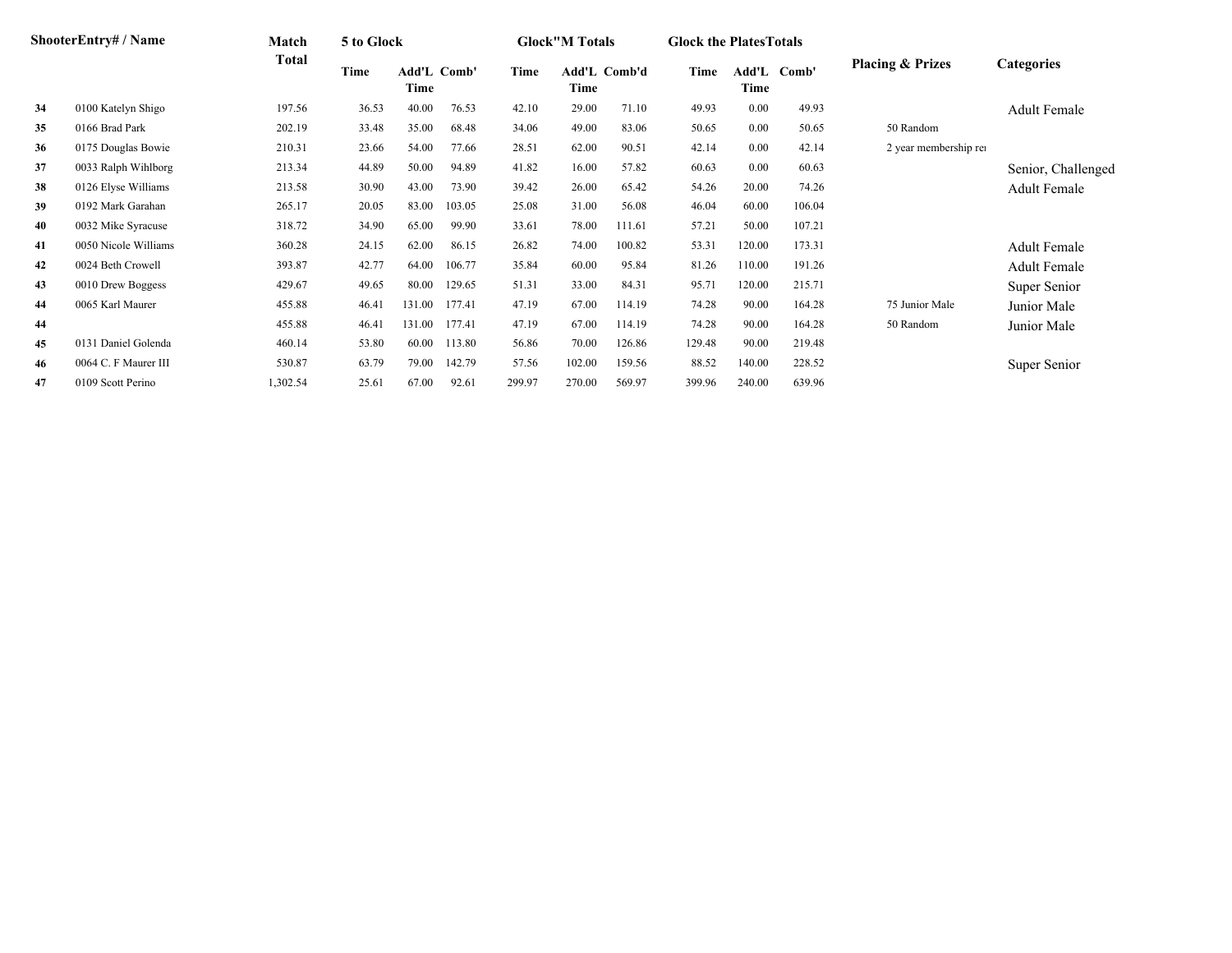| Shooter | Entry# / Name | Match Total | 5 to Glock | | | Glock"M Totals | | | Glock the PlatesTotals | | | Placing & Prizes | Categories |
|---|---|---|---|---|---|---|---|---|---|---|---|---|---|
| | | | Time | Add'L Time | Comb' | Time | Add'L Time | Comb'd | Time | Add'L Time | Comb' | | |
| 34 | 0100 Katelyn Shigo | 197.56 | 36.53 | 40.00 | 76.53 | 42.10 | 29.00 | 71.10 | 49.93 | 0.00 | 49.93 | | Adult Female |
| 35 | 0166 Brad Park | 202.19 | 33.48 | 35.00 | 68.48 | 34.06 | 49.00 | 83.06 | 50.65 | 0.00 | 50.65 | 50 Random | |
| 36 | 0175 Douglas Bowie | 210.31 | 23.66 | 54.00 | 77.66 | 28.51 | 62.00 | 90.51 | 42.14 | 0.00 | 42.14 | 2 year membership re | |
| 37 | 0033 Ralph Wihlborg | 213.34 | 44.89 | 50.00 | 94.89 | 41.82 | 16.00 | 57.82 | 60.63 | 0.00 | 60.63 | | Senior, Challenged |
| 38 | 0126 Elyse Williams | 213.58 | 30.90 | 43.00 | 73.90 | 39.42 | 26.00 | 65.42 | 54.26 | 20.00 | 74.26 | | Adult Female |
| 39 | 0192 Mark Garahan | 265.17 | 20.05 | 83.00 | 103.05 | 25.08 | 31.00 | 56.08 | 46.04 | 60.00 | 106.04 | | |
| 40 | 0032 Mike Syracuse | 318.72 | 34.90 | 65.00 | 99.90 | 33.61 | 78.00 | 111.61 | 57.21 | 50.00 | 107.21 | | |
| 41 | 0050 Nicole Williams | 360.28 | 24.15 | 62.00 | 86.15 | 26.82 | 74.00 | 100.82 | 53.31 | 120.00 | 173.31 | | Adult Female |
| 42 | 0024 Beth Crowell | 393.87 | 42.77 | 64.00 | 106.77 | 35.84 | 60.00 | 95.84 | 81.26 | 110.00 | 191.26 | | Adult Female |
| 43 | 0010 Drew Boggess | 429.67 | 49.65 | 80.00 | 129.65 | 51.31 | 33.00 | 84.31 | 95.71 | 120.00 | 215.71 | | Super Senior |
| 44 | 0065 Karl Maurer | 455.88 | 46.41 | 131.00 | 177.41 | 47.19 | 67.00 | 114.19 | 74.28 | 90.00 | 164.28 | 75 Junior Male | Junior Male |
| 44 | | 455.88 | 46.41 | 131.00 | 177.41 | 47.19 | 67.00 | 114.19 | 74.28 | 90.00 | 164.28 | 50 Random | Junior Male |
| 45 | 0131 Daniel Golenda | 460.14 | 53.80 | 60.00 | 113.80 | 56.86 | 70.00 | 126.86 | 129.48 | 90.00 | 219.48 | | |
| 46 | 0064 C. F Maurer III | 530.87 | 63.79 | 79.00 | 142.79 | 57.56 | 102.00 | 159.56 | 88.52 | 140.00 | 228.52 | | Super Senior |
| 47 | 0109 Scott Perino | 1,302.54 | 25.61 | 67.00 | 92.61 | 299.97 | 270.00 | 569.97 | 399.96 | 240.00 | 639.96 | | |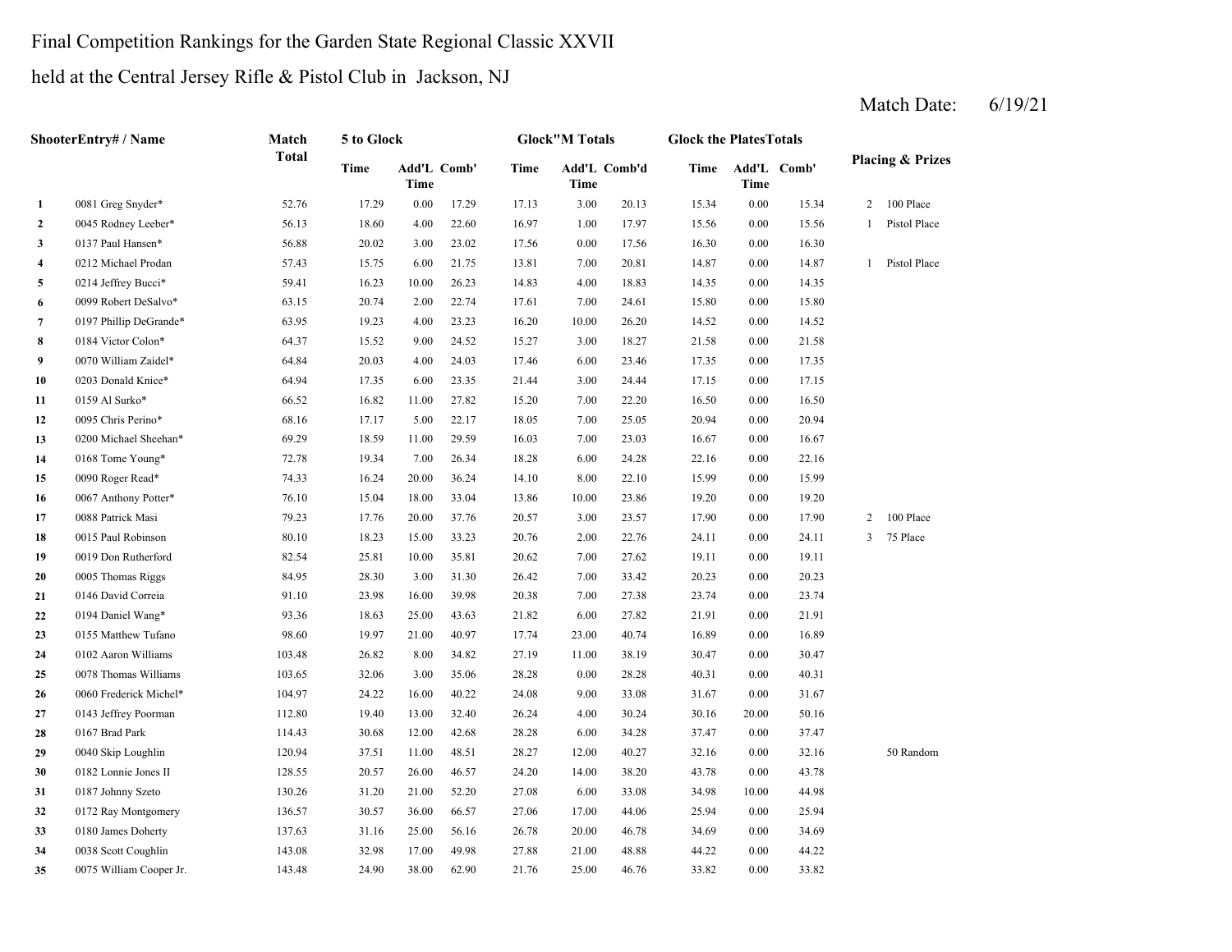Final Competition Rankings for the Garden State Regional Classic XXVII

held at the Central Jersey Rifle & Pistol Club in Jackson, NJ

Match Date: 6/19/21

| ShooterEntry# / Name | | Match Total | 5 to Glock | | | Glock"M Totals | | | Glock the PlatesTotals | | | Placing & Prizes | |
|---|---|---|---|---|---|---|---|---|---|---|---|---|---|
| | | | Time | Add'L Time | Comb' | Time | Add'L Time | Comb'd | Time | Add'L Time | Comb' | | |
| 1 | 0081 Greg Snyder* | 52.76 | 17.29 | 0.00 | 17.29 | 17.13 | 3.00 | 20.13 | 15.34 | 0.00 | 15.34 | 2 | 100 Place |
| 2 | 0045 Rodney Leeber* | 56.13 | 18.60 | 4.00 | 22.60 | 16.97 | 1.00 | 17.97 | 15.56 | 0.00 | 15.56 | 1 | Pistol Place |
| 3 | 0137 Paul Hansen* | 56.88 | 20.02 | 3.00 | 23.02 | 17.56 | 0.00 | 17.56 | 16.30 | 0.00 | 16.30 | | |
| 4 | 0212 Michael Prodan | 57.43 | 15.75 | 6.00 | 21.75 | 13.81 | 7.00 | 20.81 | 14.87 | 0.00 | 14.87 | 1 | Pistol Place |
| 5 | 0214 Jeffrey Bucci* | 59.41 | 16.23 | 10.00 | 26.23 | 14.83 | 4.00 | 18.83 | 14.35 | 0.00 | 14.35 | | |
| 6 | 0099 Robert DeSalvo* | 63.15 | 20.74 | 2.00 | 22.74 | 17.61 | 7.00 | 24.61 | 15.80 | 0.00 | 15.80 | | |
| 7 | 0197 Phillip DeGrande* | 63.95 | 19.23 | 4.00 | 23.23 | 16.20 | 10.00 | 26.20 | 14.52 | 0.00 | 14.52 | | |
| 8 | 0184 Victor Colon* | 64.37 | 15.52 | 9.00 | 24.52 | 15.27 | 3.00 | 18.27 | 21.58 | 0.00 | 21.58 | | |
| 9 | 0070 William Zaidel* | 64.84 | 20.03 | 4.00 | 24.03 | 17.46 | 6.00 | 23.46 | 17.35 | 0.00 | 17.35 | | |
| 10 | 0203 Donald Knice* | 64.94 | 17.35 | 6.00 | 23.35 | 21.44 | 3.00 | 24.44 | 17.15 | 0.00 | 17.15 | | |
| 11 | 0159 Al Surko* | 66.52 | 16.82 | 11.00 | 27.82 | 15.20 | 7.00 | 22.20 | 16.50 | 0.00 | 16.50 | | |
| 12 | 0095 Chris Perino* | 68.16 | 17.17 | 5.00 | 22.17 | 18.05 | 7.00 | 25.05 | 20.94 | 0.00 | 20.94 | | |
| 13 | 0200 Michael Sheehan* | 69.29 | 18.59 | 11.00 | 29.59 | 16.03 | 7.00 | 23.03 | 16.67 | 0.00 | 16.67 | | |
| 14 | 0168 Tome Young* | 72.78 | 19.34 | 7.00 | 26.34 | 18.28 | 6.00 | 24.28 | 22.16 | 0.00 | 22.16 | | |
| 15 | 0090 Roger Read* | 74.33 | 16.24 | 20.00 | 36.24 | 14.10 | 8.00 | 22.10 | 15.99 | 0.00 | 15.99 | | |
| 16 | 0067 Anthony Potter* | 76.10 | 15.04 | 18.00 | 33.04 | 13.86 | 10.00 | 23.86 | 19.20 | 0.00 | 19.20 | | |
| 17 | 0088 Patrick Masi | 79.23 | 17.76 | 20.00 | 37.76 | 20.57 | 3.00 | 23.57 | 17.90 | 0.00 | 17.90 | 2 | 100 Place |
| 18 | 0015 Paul Robinson | 80.10 | 18.23 | 15.00 | 33.23 | 20.76 | 2.00 | 22.76 | 24.11 | 0.00 | 24.11 | 3 | 75 Place |
| 19 | 0019 Don Rutherford | 82.54 | 25.81 | 10.00 | 35.81 | 20.62 | 7.00 | 27.62 | 19.11 | 0.00 | 19.11 | | |
| 20 | 0005 Thomas Riggs | 84.95 | 28.30 | 3.00 | 31.30 | 26.42 | 7.00 | 33.42 | 20.23 | 0.00 | 20.23 | | |
| 21 | 0146 David Correia | 91.10 | 23.98 | 16.00 | 39.98 | 20.38 | 7.00 | 27.38 | 23.74 | 0.00 | 23.74 | | |
| 22 | 0194 Daniel Wang* | 93.36 | 18.63 | 25.00 | 43.63 | 21.82 | 6.00 | 27.82 | 21.91 | 0.00 | 21.91 | | |
| 23 | 0155 Matthew Tufano | 98.60 | 19.97 | 21.00 | 40.97 | 17.74 | 23.00 | 40.74 | 16.89 | 0.00 | 16.89 | | |
| 24 | 0102 Aaron Williams | 103.48 | 26.82 | 8.00 | 34.82 | 27.19 | 11.00 | 38.19 | 30.47 | 0.00 | 30.47 | | |
| 25 | 0078 Thomas Williams | 103.65 | 32.06 | 3.00 | 35.06 | 28.28 | 0.00 | 28.28 | 40.31 | 0.00 | 40.31 | | |
| 26 | 0060 Frederick Michel* | 104.97 | 24.22 | 16.00 | 40.22 | 24.08 | 9.00 | 33.08 | 31.67 | 0.00 | 31.67 | | |
| 27 | 0143 Jeffrey Poorman | 112.80 | 19.40 | 13.00 | 32.40 | 26.24 | 4.00 | 30.24 | 30.16 | 20.00 | 50.16 | | |
| 28 | 0167 Brad Park | 114.43 | 30.68 | 12.00 | 42.68 | 28.28 | 6.00 | 34.28 | 37.47 | 0.00 | 37.47 | | |
| 29 | 0040 Skip Loughlin | 120.94 | 37.51 | 11.00 | 48.51 | 28.27 | 12.00 | 40.27 | 32.16 | 0.00 | 32.16 | | 50 Random |
| 30 | 0182 Lonnie Jones II | 128.55 | 20.57 | 26.00 | 46.57 | 24.20 | 14.00 | 38.20 | 43.78 | 0.00 | 43.78 | | |
| 31 | 0187 Johnny Szeto | 130.26 | 31.20 | 21.00 | 52.20 | 27.08 | 6.00 | 33.08 | 34.98 | 10.00 | 44.98 | | |
| 32 | 0172 Ray Montgomery | 136.57 | 30.57 | 36.00 | 66.57 | 27.06 | 17.00 | 44.06 | 25.94 | 0.00 | 25.94 | | |
| 33 | 0180 James Doherty | 137.63 | 31.16 | 25.00 | 56.16 | 26.78 | 20.00 | 46.78 | 34.69 | 0.00 | 34.69 | | |
| 34 | 0038 Scott Coughlin | 143.08 | 32.98 | 17.00 | 49.98 | 27.88 | 21.00 | 48.88 | 44.22 | 0.00 | 44.22 | | |
| 35 | 0075 William Cooper Jr. | 143.48 | 24.90 | 38.00 | 62.90 | 21.76 | 25.00 | 46.76 | 33.82 | 0.00 | 33.82 | | |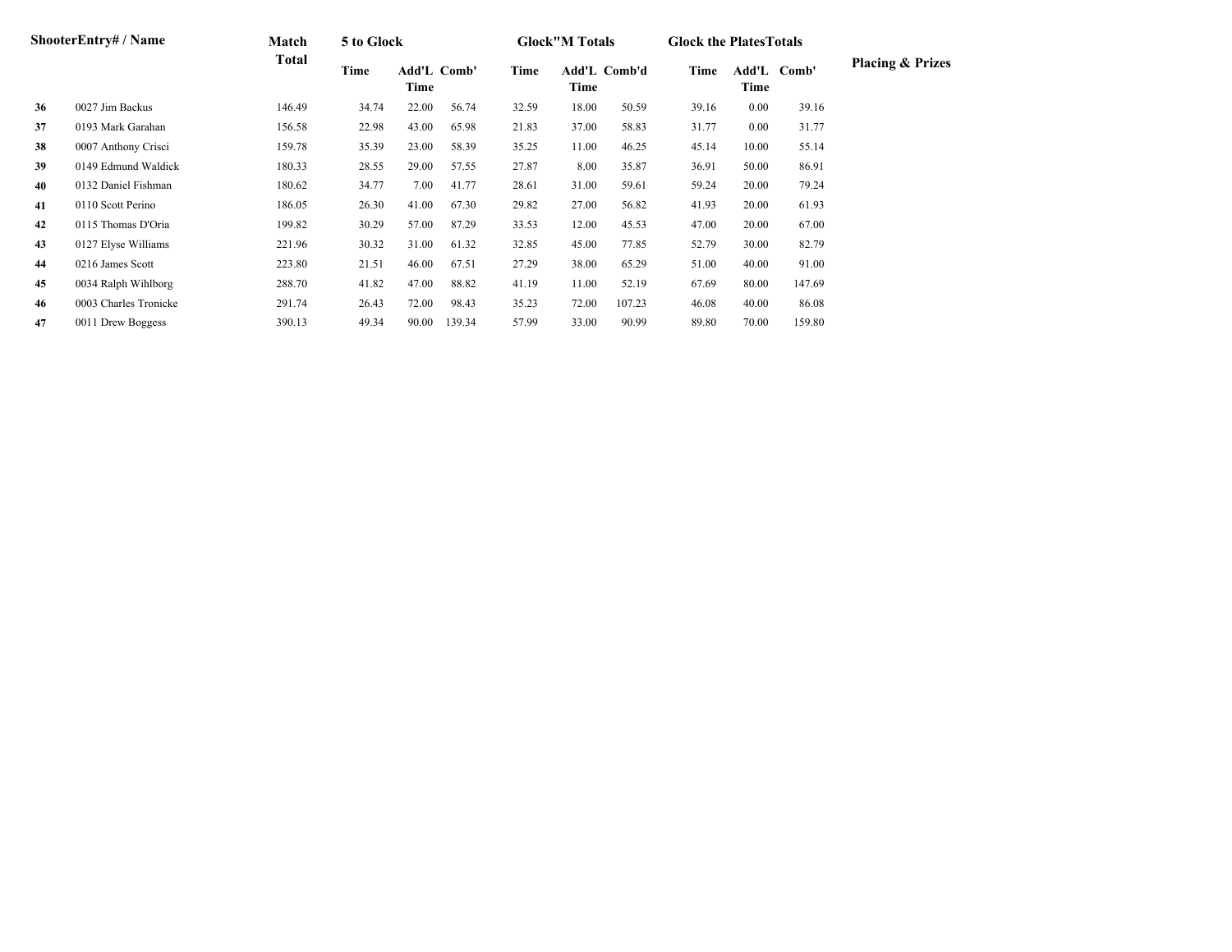| Shooter | Entry# / Name | Match Total | 5 to Glock | | | Glock"M Totals | | | Glock the Plates Totals | | | Placing & Prizes |
|---|---|---|---|---|---|---|---|---|---|---|---|---|
| | | | Time | Add'L Time | Comb' | Time | Add'L Time | Comb'd | Time | Add'L Time | Comb' | |
| **36** | 0027 Jim Backus | 146.49 | 34.74 | 22.00 | 56.74 | 32.59 | 18.00 | 50.59 | 39.16 | 0.00 | 39.16 | |
| **37** | 0193 Mark Garahan | 156.58 | 22.98 | 43.00 | 65.98 | 21.83 | 37.00 | 58.83 | 31.77 | 0.00 | 31.77 | |
| **38** | 0007 Anthony Crisci | 159.78 | 35.39 | 23.00 | 58.39 | 35.25 | 11.00 | 46.25 | 45.14 | 10.00 | 55.14 | |
| **39** | 0149 Edmund Waldick | 180.33 | 28.55 | 29.00 | 57.55 | 27.87 | 8.00 | 35.87 | 36.91 | 50.00 | 86.91 | |
| **40** | 0132 Daniel Fishman | 180.62 | 34.77 | 7.00 | 41.77 | 28.61 | 31.00 | 59.61 | 59.24 | 20.00 | 79.24 | |
| **41** | 0110 Scott Perino | 186.05 | 26.30 | 41.00 | 67.30 | 29.82 | 27.00 | 56.82 | 41.93 | 20.00 | 61.93 | |
| **42** | 0115 Thomas D'Oria | 199.82 | 30.29 | 57.00 | 87.29 | 33.53 | 12.00 | 45.53 | 47.00 | 20.00 | 67.00 | |
| **43** | 0127 Elyse Williams | 221.96 | 30.32 | 31.00 | 61.32 | 32.85 | 45.00 | 77.85 | 52.79 | 30.00 | 82.79 | |
| **44** | 0216 James Scott | 223.80 | 21.51 | 46.00 | 67.51 | 27.29 | 38.00 | 65.29 | 51.00 | 40.00 | 91.00 | |
| **45** | 0034 Ralph Wihlborg | 288.70 | 41.82 | 47.00 | 88.82 | 41.19 | 11.00 | 52.19 | 67.69 | 80.00 | 147.69 | |
| **46** | 0003 Charles Tronicke | 291.74 | 26.43 | 72.00 | 98.43 | 35.23 | 72.00 | 107.23 | 46.08 | 40.00 | 86.08 | |
| **47** | 0011 Drew Boggess | 390.13 | 49.34 | 90.00 | 139.34 | 57.99 | 33.00 | 90.99 | 89.80 | 70.00 | 159.80 | |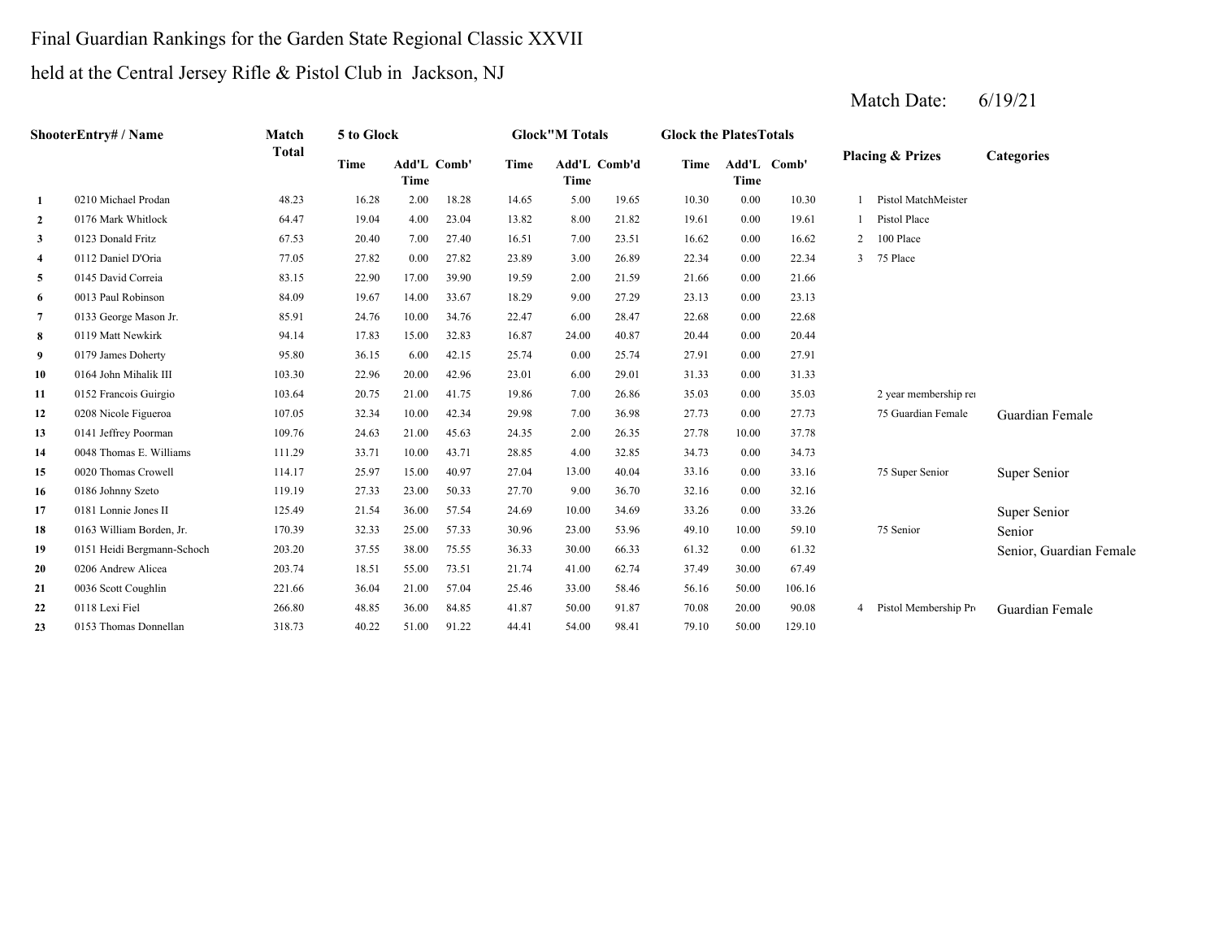Final Guardian Rankings for the Garden State Regional Classic XXVII

held at the Central Jersey Rifle & Pistol Club in Jackson, NJ

Match Date: 6/19/21

| Shooter | Entry# / Name | Match Total | 5 to Glock | | | Glock"M Totals | | | Glock the Plates Totals | | | Placing & Prizes | | Categories |
|---|---|---|---|---|---|---|---|---|---|---|---|---|---|---|
| | | | Time | Add'L Time | Comb' | Time | Add'L Time | Comb'd | Time | Add'L Time | Comb' | | | |
| 1 | 0210 Michael Prodan | 48.23 | 16.28 | 2.00 | 18.28 | 14.65 | 5.00 | 19.65 | 10.30 | 0.00 | 10.30 | 1 | Pistol MatchMeister | |
| 2 | 0176 Mark Whitlock | 64.47 | 19.04 | 4.00 | 23.04 | 13.82 | 8.00 | 21.82 | 19.61 | 0.00 | 19.61 | 1 | Pistol Place | |
| 3 | 0123 Donald Fritz | 67.53 | 20.40 | 7.00 | 27.40 | 16.51 | 7.00 | 23.51 | 16.62 | 0.00 | 16.62 | 2 | 100 Place | |
| 4 | 0112 Daniel D'Oria | 77.05 | 27.82 | 0.00 | 27.82 | 23.89 | 3.00 | 26.89 | 22.34 | 0.00 | 22.34 | 3 | 75 Place | |
| 5 | 0145 David Correia | 83.15 | 22.90 | 17.00 | 39.90 | 19.59 | 2.00 | 21.59 | 21.66 | 0.00 | 21.66 | | | |
| 6 | 0013 Paul Robinson | 84.09 | 19.67 | 14.00 | 33.67 | 18.29 | 9.00 | 27.29 | 23.13 | 0.00 | 23.13 | | | |
| 7 | 0133 George Mason Jr. | 85.91 | 24.76 | 10.00 | 34.76 | 22.47 | 6.00 | 28.47 | 22.68 | 0.00 | 22.68 | | | |
| 8 | 0119 Matt Newkirk | 94.14 | 17.83 | 15.00 | 32.83 | 16.87 | 24.00 | 40.87 | 20.44 | 0.00 | 20.44 | | | |
| 9 | 0179 James Doherty | 95.80 | 36.15 | 6.00 | 42.15 | 25.74 | 0.00 | 25.74 | 27.91 | 0.00 | 27.91 | | | |
| 10 | 0164 John Mihalik III | 103.30 | 22.96 | 20.00 | 42.96 | 23.01 | 6.00 | 29.01 | 31.33 | 0.00 | 31.33 | | | |
| 11 | 0152 Francois Guirgio | 103.64 | 20.75 | 21.00 | 41.75 | 19.86 | 7.00 | 26.86 | 35.03 | 0.00 | 35.03 | | 2 year membership re | |
| 12 | 0208 Nicole Figueroa | 107.05 | 32.34 | 10.00 | 42.34 | 29.98 | 7.00 | 36.98 | 27.73 | 0.00 | 27.73 | | 75 Guardian Female | Guardian Female |
| 13 | 0141 Jeffrey Poorman | 109.76 | 24.63 | 21.00 | 45.63 | 24.35 | 2.00 | 26.35 | 27.78 | 10.00 | 37.78 | | | |
| 14 | 0048 Thomas E. Williams | 111.29 | 33.71 | 10.00 | 43.71 | 28.85 | 4.00 | 32.85 | 34.73 | 0.00 | 34.73 | | | |
| 15 | 0020 Thomas Crowell | 114.17 | 25.97 | 15.00 | 40.97 | 27.04 | 13.00 | 40.04 | 33.16 | 0.00 | 33.16 | | 75 Super Senior | Super Senior |
| 16 | 0186 Johnny Szeto | 119.19 | 27.33 | 23.00 | 50.33 | 27.70 | 9.00 | 36.70 | 32.16 | 0.00 | 32.16 | | | |
| 17 | 0181 Lonnie Jones II | 125.49 | 21.54 | 36.00 | 57.54 | 24.69 | 10.00 | 34.69 | 33.26 | 0.00 | 33.26 | | | Super Senior |
| 18 | 0163 William Borden, Jr. | 170.39 | 32.33 | 25.00 | 57.33 | 30.96 | 23.00 | 53.96 | 49.10 | 10.00 | 59.10 | | 75 Senior | Senior |
| 19 | 0151 Heidi Bergmann-Schoch | 203.20 | 37.55 | 38.00 | 75.55 | 36.33 | 30.00 | 66.33 | 61.32 | 0.00 | 61.32 | | | Senior, Guardian Female |
| 20 | 0206 Andrew Alicea | 203.74 | 18.51 | 55.00 | 73.51 | 21.74 | 41.00 | 62.74 | 37.49 | 30.00 | 67.49 | | | |
| 21 | 0036 Scott Coughlin | 221.66 | 36.04 | 21.00 | 57.04 | 25.46 | 33.00 | 58.46 | 56.16 | 50.00 | 106.16 | | | |
| 22 | 0118 Lexi Fiel | 266.80 | 48.85 | 36.00 | 84.85 | 41.87 | 50.00 | 91.87 | 70.08 | 20.00 | 90.08 | 4 | Pistol Membership Pr | Guardian Female |
| 23 | 0153 Thomas Donnellan | 318.73 | 40.22 | 51.00 | 91.22 | 44.41 | 54.00 | 98.41 | 79.10 | 50.00 | 129.10 | | | |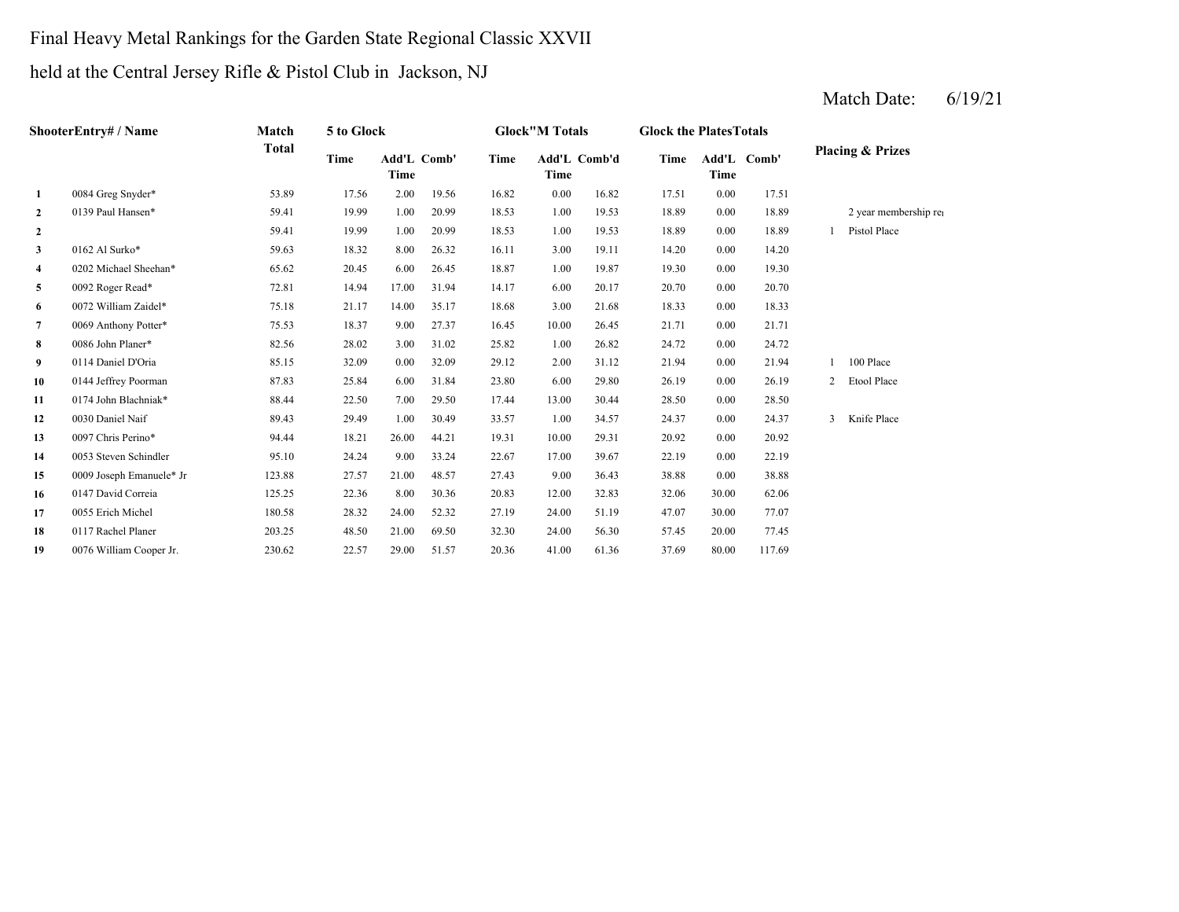Final Heavy Metal Rankings for the Garden State Regional Classic XXVII

held at the Central Jersey Rifle & Pistol Club in Jackson, NJ

Match Date: 6/19/21

| Shooter | Entry# / Name | Match Total | 5 to Glock | | | Glock"M Totals | | | Glock the Plates Totals | | | Placing & Prizes | |
|---|---|---|---|---|---|---|---|---|---|---|---|---|---|
| | | | Time | Add'L Time | Comb' | Time | Add'L Time | Comb'd | Time | Add'L Time | Comb' | | |
| 1 | 0084 Greg Snyder* | 53.89 | 17.56 | 2.00 | 19.56 | 16.82 | 0.00 | 16.82 | 17.51 | 0.00 | 17.51 | | |
| 2 | 0139 Paul Hansen* | 59.41 | 19.99 | 1.00 | 20.99 | 18.53 | 1.00 | 19.53 | 18.89 | 0.00 | 18.89 | | 2 year membership re |
| 2 | | 59.41 | 19.99 | 1.00 | 20.99 | 18.53 | 1.00 | 19.53 | 18.89 | 0.00 | 18.89 | 1 | Pistol Place |
| 3 | 0162 Al Surko* | 59.63 | 18.32 | 8.00 | 26.32 | 16.11 | 3.00 | 19.11 | 14.20 | 0.00 | 14.20 | | |
| 4 | 0202 Michael Sheehan* | 65.62 | 20.45 | 6.00 | 26.45 | 18.87 | 1.00 | 19.87 | 19.30 | 0.00 | 19.30 | | |
| 5 | 0092 Roger Read* | 72.81 | 14.94 | 17.00 | 31.94 | 14.17 | 6.00 | 20.17 | 20.70 | 0.00 | 20.70 | | |
| 6 | 0072 William Zaidel* | 75.18 | 21.17 | 14.00 | 35.17 | 18.68 | 3.00 | 21.68 | 18.33 | 0.00 | 18.33 | | |
| 7 | 0069 Anthony Potter* | 75.53 | 18.37 | 9.00 | 27.37 | 16.45 | 10.00 | 26.45 | 21.71 | 0.00 | 21.71 | | |
| 8 | 0086 John Planer* | 82.56 | 28.02 | 3.00 | 31.02 | 25.82 | 1.00 | 26.82 | 24.72 | 0.00 | 24.72 | | |
| 9 | 0114 Daniel D'Oria | 85.15 | 32.09 | 0.00 | 32.09 | 29.12 | 2.00 | 31.12 | 21.94 | 0.00 | 21.94 | 1 | 100 Place |
| 10 | 0144 Jeffrey Poorman | 87.83 | 25.84 | 6.00 | 31.84 | 23.80 | 6.00 | 29.80 | 26.19 | 0.00 | 26.19 | 2 | Etool Place |
| 11 | 0174 John Blachniak* | 88.44 | 22.50 | 7.00 | 29.50 | 17.44 | 13.00 | 30.44 | 28.50 | 0.00 | 28.50 | | |
| 12 | 0030 Daniel Naif | 89.43 | 29.49 | 1.00 | 30.49 | 33.57 | 1.00 | 34.57 | 24.37 | 0.00 | 24.37 | 3 | Knife Place |
| 13 | 0097 Chris Perino* | 94.44 | 18.21 | 26.00 | 44.21 | 19.31 | 10.00 | 29.31 | 20.92 | 0.00 | 20.92 | | |
| 14 | 0053 Steven Schindler | 95.10 | 24.24 | 9.00 | 33.24 | 22.67 | 17.00 | 39.67 | 22.19 | 0.00 | 22.19 | | |
| 15 | 0009 Joseph Emanuele* Jr | 123.88 | 27.57 | 21.00 | 48.57 | 27.43 | 9.00 | 36.43 | 38.88 | 0.00 | 38.88 | | |
| 16 | 0147 David Correia | 125.25 | 22.36 | 8.00 | 30.36 | 20.83 | 12.00 | 32.83 | 32.06 | 30.00 | 62.06 | | |
| 17 | 0055 Erich Michel | 180.58 | 28.32 | 24.00 | 52.32 | 27.19 | 24.00 | 51.19 | 47.07 | 30.00 | 77.07 | | |
| 18 | 0117 Rachel Planer | 203.25 | 48.50 | 21.00 | 69.50 | 32.30 | 24.00 | 56.30 | 57.45 | 20.00 | 77.45 | | |
| 19 | 0076 William Cooper Jr. | 230.62 | 22.57 | 29.00 | 51.57 | 20.36 | 41.00 | 61.36 | 37.69 | 80.00 | 117.69 | | |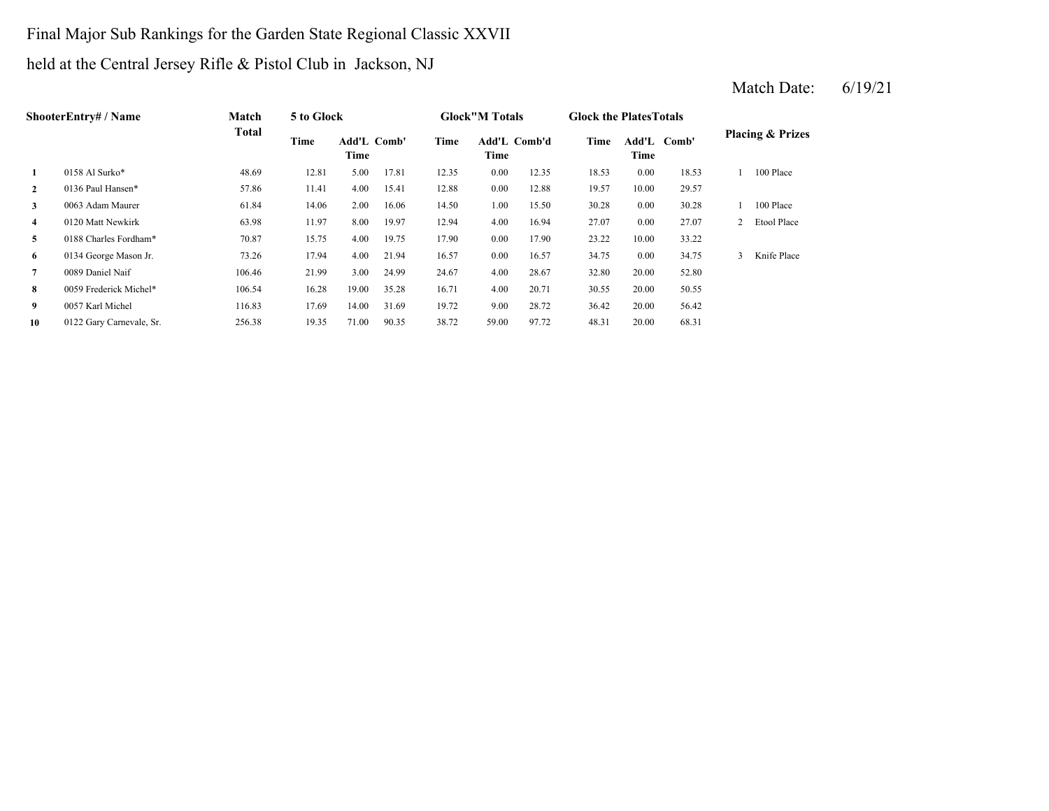Final Major Sub Rankings for the Garden State Regional Classic XXVII

held at the Central Jersey Rifle & Pistol Club in Jackson, NJ

Match Date: 6/19/21

| Shooter | Entry# / Name | Match Total | 5 to Glock | | | Glock"M Totals | | | Glock the Plates Totals | | | Placing & Prizes | |
|---|---|---|---|---|---|---|---|---|---|---|---|---|---|
| | | | Time | Add'L Time | Comb' | Time | Add'L Time | Comb'd | Time | Add'L Time | Comb' | | |
| 1 | 0158 Al Surko* | 48.69 | 12.81 | 5.00 | 17.81 | 12.35 | 0.00 | 12.35 | 18.53 | 0.00 | 18.53 | 1 | 100 Place |
| 2 | 0136 Paul Hansen* | 57.86 | 11.41 | 4.00 | 15.41 | 12.88 | 0.00 | 12.88 | 19.57 | 10.00 | 29.57 | | |
| 3 | 0063 Adam Maurer | 61.84 | 14.06 | 2.00 | 16.06 | 14.50 | 1.00 | 15.50 | 30.28 | 0.00 | 30.28 | 1 | 100 Place |
| 4 | 0120 Matt Newkirk | 63.98 | 11.97 | 8.00 | 19.97 | 12.94 | 4.00 | 16.94 | 27.07 | 0.00 | 27.07 | 2 | Etool Place |
| 5 | 0188 Charles Fordham* | 70.87 | 15.75 | 4.00 | 19.75 | 17.90 | 0.00 | 17.90 | 23.22 | 10.00 | 33.22 | | |
| 6 | 0134 George Mason Jr. | 73.26 | 17.94 | 4.00 | 21.94 | 16.57 | 0.00 | 16.57 | 34.75 | 0.00 | 34.75 | 3 | Knife Place |
| 7 | 0089 Daniel Naif | 106.46 | 21.99 | 3.00 | 24.99 | 24.67 | 4.00 | 28.67 | 32.80 | 20.00 | 52.80 | | |
| 8 | 0059 Frederick Michel* | 106.54 | 16.28 | 19.00 | 35.28 | 16.71 | 4.00 | 20.71 | 30.55 | 20.00 | 50.55 | | |
| 9 | 0057 Karl Michel | 116.83 | 17.69 | 14.00 | 31.69 | 19.72 | 9.00 | 28.72 | 36.42 | 20.00 | 56.42 | | |
| 10 | 0122 Gary Carnevale, Sr. | 256.38 | 19.35 | 71.00 | 90.35 | 38.72 | 59.00 | 97.72 | 48.31 | 20.00 | 68.31 | | |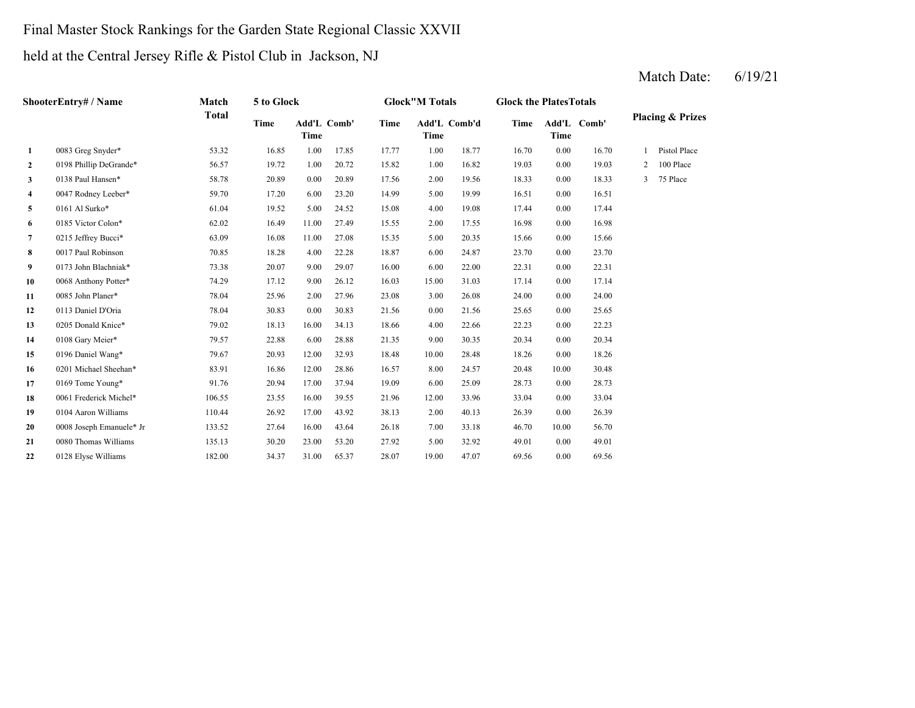Final Master Stock Rankings for the Garden State Regional Classic XXVII

held at the Central Jersey Rifle & Pistol Club in Jackson, NJ

Match Date: 6/19/21

| Shooter | Entry# / Name | Match Total | 5 to Glock | | | Glock"M Totals | | | Glock the PlatesTotals | | | Placing & Prizes |
|---|---|---|---|---|---|---|---|---|---|---|---|---|
| | | | Time | Add'L Time | Comb' | Time | Add'L Time | Comb'd | Time | Add'L Time | Comb' | |
| 1 | 0083 Greg Snyder* | 53.32 | 16.85 | 1.00 | 17.85 | 17.77 | 1.00 | 18.77 | 16.70 | 0.00 | 16.70 | 1 Pistol Place |
| 2 | 0198 Phillip DeGrande* | 56.57 | 19.72 | 1.00 | 20.72 | 15.82 | 1.00 | 16.82 | 19.03 | 0.00 | 19.03 | 2 100 Place |
| 3 | 0138 Paul Hansen* | 58.78 | 20.89 | 0.00 | 20.89 | 17.56 | 2.00 | 19.56 | 18.33 | 0.00 | 18.33 | 3 75 Place |
| 4 | 0047 Rodney Leeber* | 59.70 | 17.20 | 6.00 | 23.20 | 14.99 | 5.00 | 19.99 | 16.51 | 0.00 | 16.51 | |
| 5 | 0161 Al Surko* | 61.04 | 19.52 | 5.00 | 24.52 | 15.08 | 4.00 | 19.08 | 17.44 | 0.00 | 17.44 | |
| 6 | 0185 Victor Colon* | 62.02 | 16.49 | 11.00 | 27.49 | 15.55 | 2.00 | 17.55 | 16.98 | 0.00 | 16.98 | |
| 7 | 0215 Jeffrey Bucci* | 63.09 | 16.08 | 11.00 | 27.08 | 15.35 | 5.00 | 20.35 | 15.66 | 0.00 | 15.66 | |
| 8 | 0017 Paul Robinson | 70.85 | 18.28 | 4.00 | 22.28 | 18.87 | 6.00 | 24.87 | 23.70 | 0.00 | 23.70 | |
| 9 | 0173 John Blachniak* | 73.38 | 20.07 | 9.00 | 29.07 | 16.00 | 6.00 | 22.00 | 22.31 | 0.00 | 22.31 | |
| 10 | 0068 Anthony Potter* | 74.29 | 17.12 | 9.00 | 26.12 | 16.03 | 15.00 | 31.03 | 17.14 | 0.00 | 17.14 | |
| 11 | 0085 John Planer* | 78.04 | 25.96 | 2.00 | 27.96 | 23.08 | 3.00 | 26.08 | 24.00 | 0.00 | 24.00 | |
| 12 | 0113 Daniel D'Oria | 78.04 | 30.83 | 0.00 | 30.83 | 21.56 | 0.00 | 21.56 | 25.65 | 0.00 | 25.65 | |
| 13 | 0205 Donald Knice* | 79.02 | 18.13 | 16.00 | 34.13 | 18.66 | 4.00 | 22.66 | 22.23 | 0.00 | 22.23 | |
| 14 | 0108 Gary Meier* | 79.57 | 22.88 | 6.00 | 28.88 | 21.35 | 9.00 | 30.35 | 20.34 | 0.00 | 20.34 | |
| 15 | 0196 Daniel Wang* | 79.67 | 20.93 | 12.00 | 32.93 | 18.48 | 10.00 | 28.48 | 18.26 | 0.00 | 18.26 | |
| 16 | 0201 Michael Sheehan* | 83.91 | 16.86 | 12.00 | 28.86 | 16.57 | 8.00 | 24.57 | 20.48 | 10.00 | 30.48 | |
| 17 | 0169 Tome Young* | 91.76 | 20.94 | 17.00 | 37.94 | 19.09 | 6.00 | 25.09 | 28.73 | 0.00 | 28.73 | |
| 18 | 0061 Frederick Michel* | 106.55 | 23.55 | 16.00 | 39.55 | 21.96 | 12.00 | 33.96 | 33.04 | 0.00 | 33.04 | |
| 19 | 0104 Aaron Williams | 110.44 | 26.92 | 17.00 | 43.92 | 38.13 | 2.00 | 40.13 | 26.39 | 0.00 | 26.39 | |
| 20 | 0008 Joseph Emanuele* Jr | 133.52 | 27.64 | 16.00 | 43.64 | 26.18 | 7.00 | 33.18 | 46.70 | 10.00 | 56.70 | |
| 21 | 0080 Thomas Williams | 135.13 | 30.20 | 23.00 | 53.20 | 27.92 | 5.00 | 32.92 | 49.01 | 0.00 | 49.01 | |
| 22 | 0128 Elyse Williams | 182.00 | 34.37 | 31.00 | 65.37 | 28.07 | 19.00 | 47.07 | 69.56 | 0.00 | 69.56 | |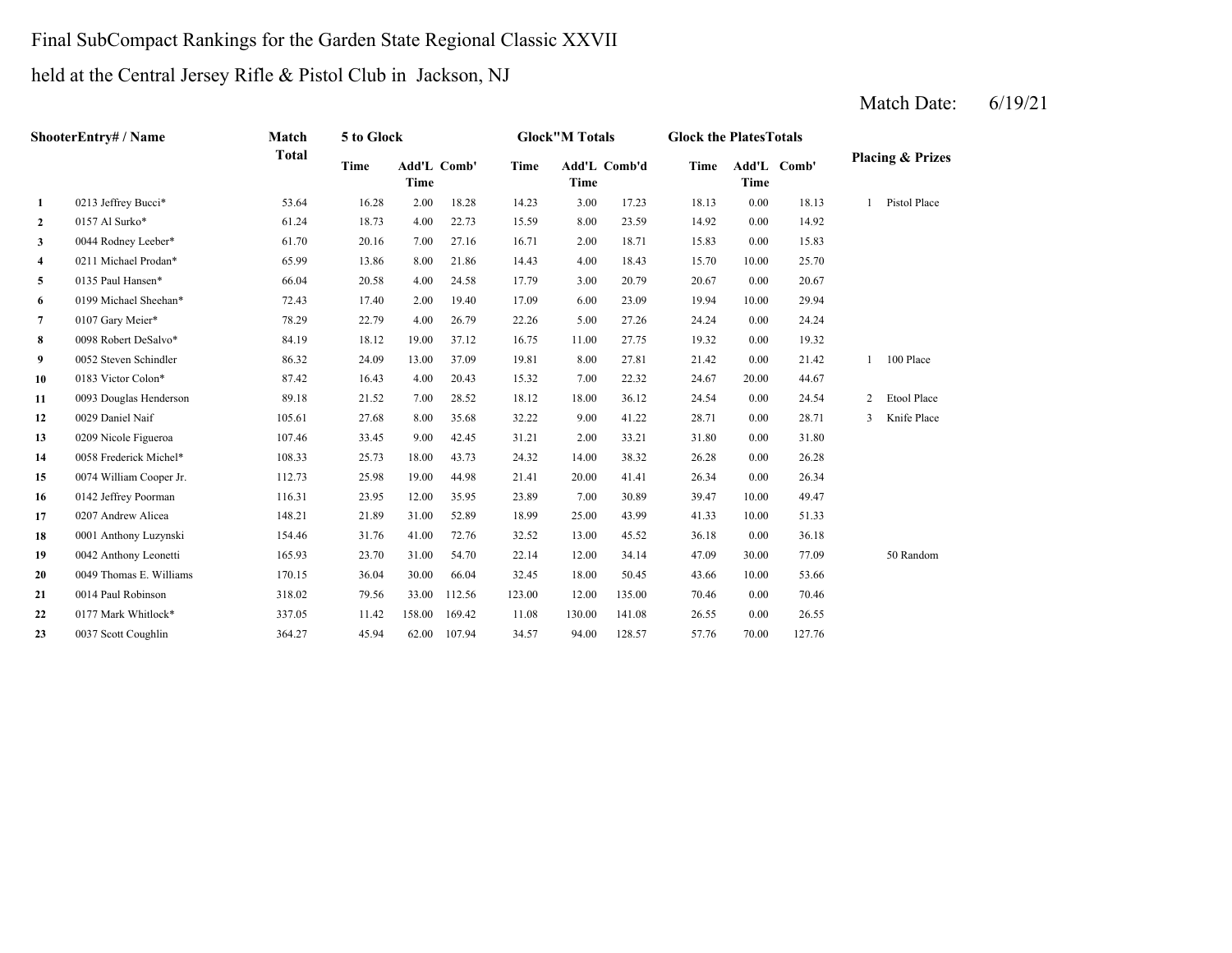Final SubCompact Rankings for the Garden State Regional Classic XXVII

held at the Central Jersey Rifle & Pistol Club in Jackson, NJ

Match Date: 6/19/21

| Shooter | Entry# / Name | Match Total | 5 to Glock | | | Glock"M Totals | | | Glock the Plates Totals | | | Placing & Prizes | |
|---|---|---|---|---|---|---|---|---|---|---|---|---|---|
| | | | Time | Add'L Time | Comb' | Time | Add'L Time | Comb'd | Time | Add'L Time | Comb' | | |
| 1 | 0213 Jeffrey Bucci* | 53.64 | 16.28 | 2.00 | 18.28 | 14.23 | 3.00 | 17.23 | 18.13 | 0.00 | 18.13 | 1 | Pistol Place |
| 2 | 0157 Al Surko* | 61.24 | 18.73 | 4.00 | 22.73 | 15.59 | 8.00 | 23.59 | 14.92 | 0.00 | 14.92 | | |
| 3 | 0044 Rodney Leeber* | 61.70 | 20.16 | 7.00 | 27.16 | 16.71 | 2.00 | 18.71 | 15.83 | 0.00 | 15.83 | | |
| 4 | 0211 Michael Prodan* | 65.99 | 13.86 | 8.00 | 21.86 | 14.43 | 4.00 | 18.43 | 15.70 | 10.00 | 25.70 | | |
| 5 | 0135 Paul Hansen* | 66.04 | 20.58 | 4.00 | 24.58 | 17.79 | 3.00 | 20.79 | 20.67 | 0.00 | 20.67 | | |
| 6 | 0199 Michael Sheehan* | 72.43 | 17.40 | 2.00 | 19.40 | 17.09 | 6.00 | 23.09 | 19.94 | 10.00 | 29.94 | | |
| 7 | 0107 Gary Meier* | 78.29 | 22.79 | 4.00 | 26.79 | 22.26 | 5.00 | 27.26 | 24.24 | 0.00 | 24.24 | | |
| 8 | 0098 Robert DeSalvo* | 84.19 | 18.12 | 19.00 | 37.12 | 16.75 | 11.00 | 27.75 | 19.32 | 0.00 | 19.32 | | |
| 9 | 0052 Steven Schindler | 86.32 | 24.09 | 13.00 | 37.09 | 19.81 | 8.00 | 27.81 | 21.42 | 0.00 | 21.42 | 1 | 100 Place |
| 10 | 0183 Victor Colon* | 87.42 | 16.43 | 4.00 | 20.43 | 15.32 | 7.00 | 22.32 | 24.67 | 20.00 | 44.67 | | |
| 11 | 0093 Douglas Henderson | 89.18 | 21.52 | 7.00 | 28.52 | 18.12 | 18.00 | 36.12 | 24.54 | 0.00 | 24.54 | 2 | Etool Place |
| 12 | 0029 Daniel Naif | 105.61 | 27.68 | 8.00 | 35.68 | 32.22 | 9.00 | 41.22 | 28.71 | 0.00 | 28.71 | 3 | Knife Place |
| 13 | 0209 Nicole Figueroa | 107.46 | 33.45 | 9.00 | 42.45 | 31.21 | 2.00 | 33.21 | 31.80 | 0.00 | 31.80 | | |
| 14 | 0058 Frederick Michel* | 108.33 | 25.73 | 18.00 | 43.73 | 24.32 | 14.00 | 38.32 | 26.28 | 0.00 | 26.28 | | |
| 15 | 0074 William Cooper Jr. | 112.73 | 25.98 | 19.00 | 44.98 | 21.41 | 20.00 | 41.41 | 26.34 | 0.00 | 26.34 | | |
| 16 | 0142 Jeffrey Poorman | 116.31 | 23.95 | 12.00 | 35.95 | 23.89 | 7.00 | 30.89 | 39.47 | 10.00 | 49.47 | | |
| 17 | 0207 Andrew Alicea | 148.21 | 21.89 | 31.00 | 52.89 | 18.99 | 25.00 | 43.99 | 41.33 | 10.00 | 51.33 | | |
| 18 | 0001 Anthony Luzynski | 154.46 | 31.76 | 41.00 | 72.76 | 32.52 | 13.00 | 45.52 | 36.18 | 0.00 | 36.18 | | |
| 19 | 0042 Anthony Leonetti | 165.93 | 23.70 | 31.00 | 54.70 | 22.14 | 12.00 | 34.14 | 47.09 | 30.00 | 77.09 | | 50 Random |
| 20 | 0049 Thomas E. Williams | 170.15 | 36.04 | 30.00 | 66.04 | 32.45 | 18.00 | 50.45 | 43.66 | 10.00 | 53.66 | | |
| 21 | 0014 Paul Robinson | 318.02 | 79.56 | 33.00 | 112.56 | 123.00 | 12.00 | 135.00 | 70.46 | 0.00 | 70.46 | | |
| 22 | 0177 Mark Whitlock* | 337.05 | 11.42 | 158.00 | 169.42 | 11.08 | 130.00 | 141.08 | 26.55 | 0.00 | 26.55 | | |
| 23 | 0037 Scott Coughlin | 364.27 | 45.94 | 62.00 | 107.94 | 34.57 | 94.00 | 128.57 | 57.76 | 70.00 | 127.76 | | |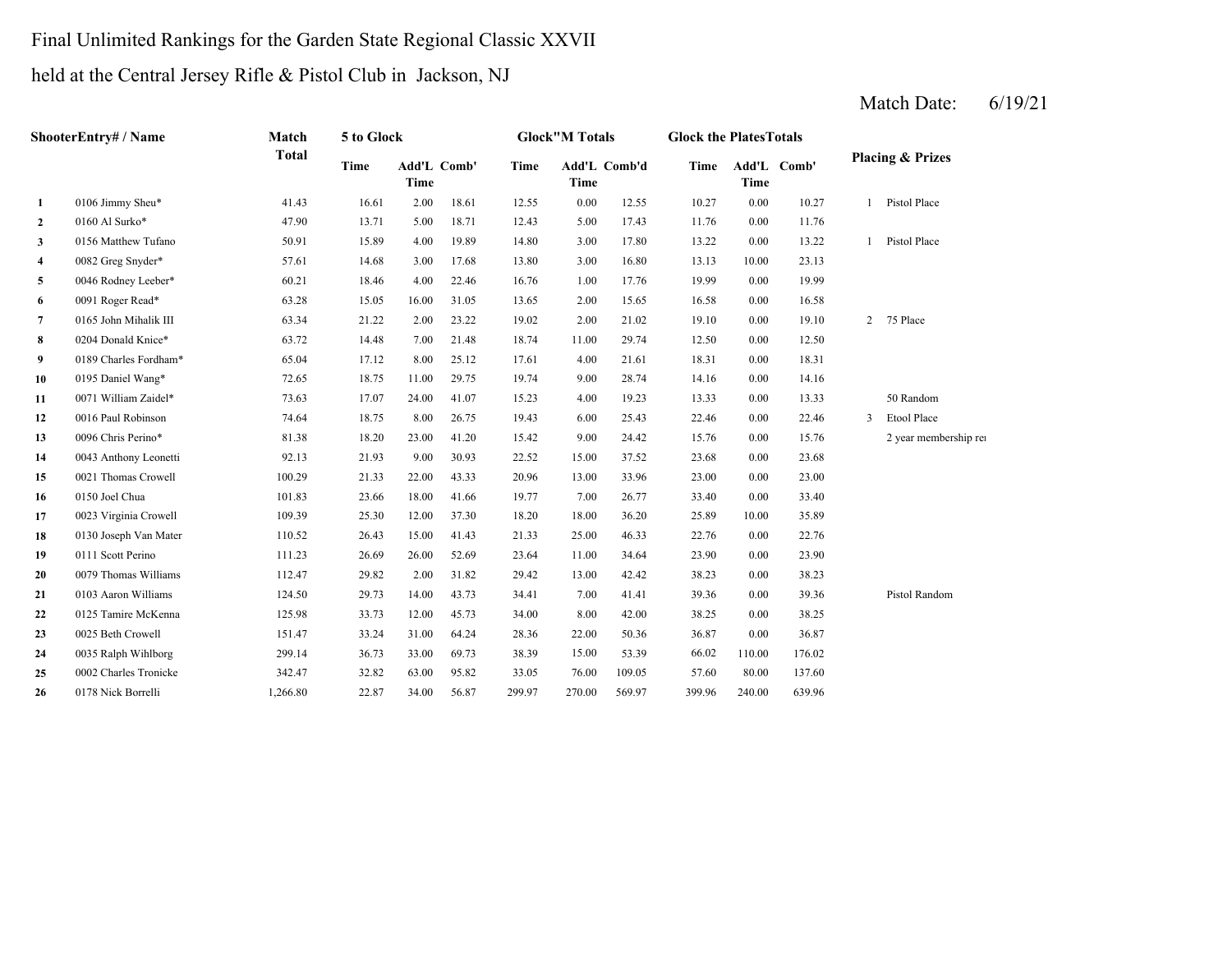Final Unlimited Rankings for the Garden State Regional Classic XXVII

held at the Central Jersey Rifle & Pistol Club in Jackson, NJ

Match Date: 6/19/21

| Shooter | Entry# / Name | Match Total | 5 to Glock | | | Glock"M Totals | | | Glock the Plates Totals | | | Placing & Prizes | |
|---|---|---|---|---|---|---|---|---|---|---|---|---|---|
| | | | Time | Add'L Time | Comb' | Time | Add'L Time | Comb'd | Time | Add'L Time | Comb' | | |
| 1 | 0106 Jimmy Sheu* | 41.43 | 16.61 | 2.00 | 18.61 | 12.55 | 0.00 | 12.55 | 10.27 | 0.00 | 10.27 | 1 | Pistol Place |
| 2 | 0160 Al Surko* | 47.90 | 13.71 | 5.00 | 18.71 | 12.43 | 5.00 | 17.43 | 11.76 | 0.00 | 11.76 | | |
| 3 | 0156 Matthew Tufano | 50.91 | 15.89 | 4.00 | 19.89 | 14.80 | 3.00 | 17.80 | 13.22 | 0.00 | 13.22 | 1 | Pistol Place |
| 4 | 0082 Greg Snyder* | 57.61 | 14.68 | 3.00 | 17.68 | 13.80 | 3.00 | 16.80 | 13.13 | 10.00 | 23.13 | | |
| 5 | 0046 Rodney Leeber* | 60.21 | 18.46 | 4.00 | 22.46 | 16.76 | 1.00 | 17.76 | 19.99 | 0.00 | 19.99 | | |
| 6 | 0091 Roger Read* | 63.28 | 15.05 | 16.00 | 31.05 | 13.65 | 2.00 | 15.65 | 16.58 | 0.00 | 16.58 | | |
| 7 | 0165 John Mihalik III | 63.34 | 21.22 | 2.00 | 23.22 | 19.02 | 2.00 | 21.02 | 19.10 | 0.00 | 19.10 | 2 | 75 Place |
| 8 | 0204 Donald Knice* | 63.72 | 14.48 | 7.00 | 21.48 | 18.74 | 11.00 | 29.74 | 12.50 | 0.00 | 12.50 | | |
| 9 | 0189 Charles Fordham* | 65.04 | 17.12 | 8.00 | 25.12 | 17.61 | 4.00 | 21.61 | 18.31 | 0.00 | 18.31 | | |
| 10 | 0195 Daniel Wang* | 72.65 | 18.75 | 11.00 | 29.75 | 19.74 | 9.00 | 28.74 | 14.16 | 0.00 | 14.16 | | |
| 11 | 0071 William Zaidel* | 73.63 | 17.07 | 24.00 | 41.07 | 15.23 | 4.00 | 19.23 | 13.33 | 0.00 | 13.33 | | 50 Random |
| 12 | 0016 Paul Robinson | 74.64 | 18.75 | 8.00 | 26.75 | 19.43 | 6.00 | 25.43 | 22.46 | 0.00 | 22.46 | 3 | Etool Place |
| 13 | 0096 Chris Perino* | 81.38 | 18.20 | 23.00 | 41.20 | 15.42 | 9.00 | 24.42 | 15.76 | 0.00 | 15.76 | | 2 year membership re |
| 14 | 0043 Anthony Leonetti | 92.13 | 21.93 | 9.00 | 30.93 | 22.52 | 15.00 | 37.52 | 23.68 | 0.00 | 23.68 | | |
| 15 | 0021 Thomas Crowell | 100.29 | 21.33 | 22.00 | 43.33 | 20.96 | 13.00 | 33.96 | 23.00 | 0.00 | 23.00 | | |
| 16 | 0150 Joel Chua | 101.83 | 23.66 | 18.00 | 41.66 | 19.77 | 7.00 | 26.77 | 33.40 | 0.00 | 33.40 | | |
| 17 | 0023 Virginia Crowell | 109.39 | 25.30 | 12.00 | 37.30 | 18.20 | 18.00 | 36.20 | 25.89 | 10.00 | 35.89 | | |
| 18 | 0130 Joseph Van Mater | 110.52 | 26.43 | 15.00 | 41.43 | 21.33 | 25.00 | 46.33 | 22.76 | 0.00 | 22.76 | | |
| 19 | 0111 Scott Perino | 111.23 | 26.69 | 26.00 | 52.69 | 23.64 | 11.00 | 34.64 | 23.90 | 0.00 | 23.90 | | |
| 20 | 0079 Thomas Williams | 112.47 | 29.82 | 2.00 | 31.82 | 29.42 | 13.00 | 42.42 | 38.23 | 0.00 | 38.23 | | |
| 21 | 0103 Aaron Williams | 124.50 | 29.73 | 14.00 | 43.73 | 34.41 | 7.00 | 41.41 | 39.36 | 0.00 | 39.36 | | Pistol Random |
| 22 | 0125 Tamire McKenna | 125.98 | 33.73 | 12.00 | 45.73 | 34.00 | 8.00 | 42.00 | 38.25 | 0.00 | 38.25 | | |
| 23 | 0025 Beth Crowell | 151.47 | 33.24 | 31.00 | 64.24 | 28.36 | 22.00 | 50.36 | 36.87 | 0.00 | 36.87 | | |
| 24 | 0035 Ralph Wihlborg | 299.14 | 36.73 | 33.00 | 69.73 | 38.39 | 15.00 | 53.39 | 66.02 | 110.00 | 176.02 | | |
| 25 | 0002 Charles Tronicke | 342.47 | 32.82 | 63.00 | 95.82 | 33.05 | 76.00 | 109.05 | 57.60 | 80.00 | 137.60 | | |
| 26 | 0178 Nick Borrelli | 1,266.80 | 22.87 | 34.00 | 56.87 | 299.97 | 270.00 | 569.97 | 399.96 | 240.00 | 639.96 | | |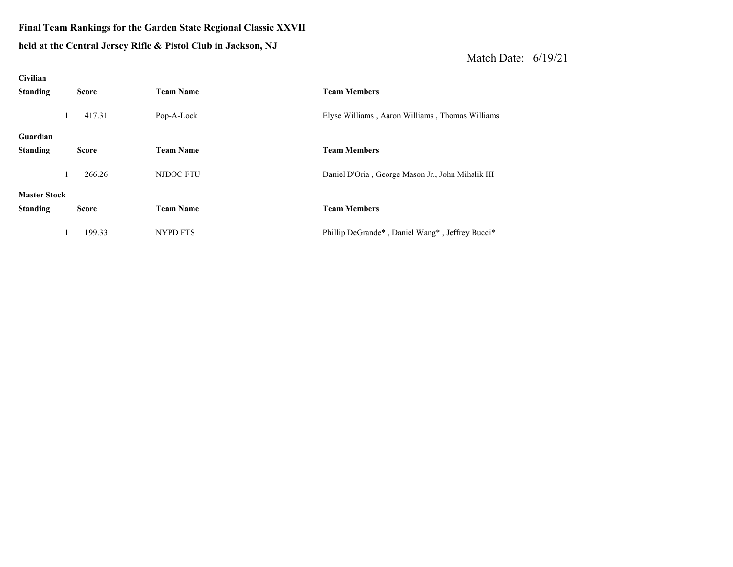**Final Team Rankings for the Garden State Regional Classic XXVII**

**held at the Central Jersey Rifle & Pistol Club in Jackson, NJ**

Match Date: 6/19/21

**Civilian**

| Standing | Score | Team Name | Team Members |
|---|---|---|---|
| 1 | 417.31 | Pop-A-Lock | Elyse Williams , Aaron Williams , Thomas Williams |

**Guardian**

| Standing | Score | Team Name | Team Members |
|---|---|---|---|
| 1 | 266.26 | NJDOC FTU | Daniel D'Oria , George Mason Jr., John Mihalik III |

**Master Stock**

| Standing | Score | Team Name | Team Members |
|---|---|---|---|
| 1 | 199.33 | NYPD FTS | Phillip DeGrande* , Daniel Wang* , Jeffrey Bucci* |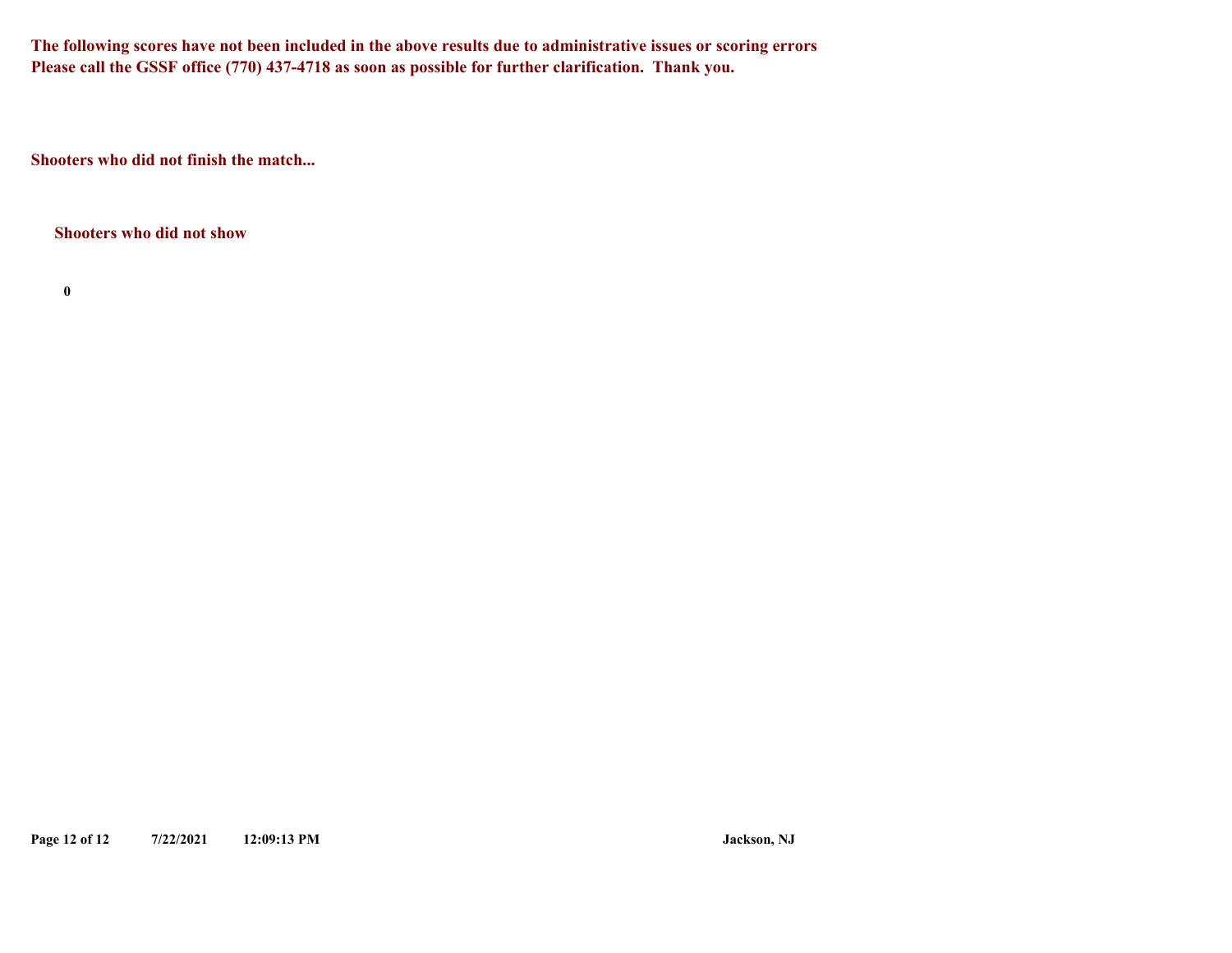**The following scores have not been included in the above results due to administrative issues or scoring errors**
**Please call the GSSF office (770) 437-4718 as soon as possible for further clarification. Thank you.**

**Shooters who did not finish the match...**

**Shooters who did not show**

**0**